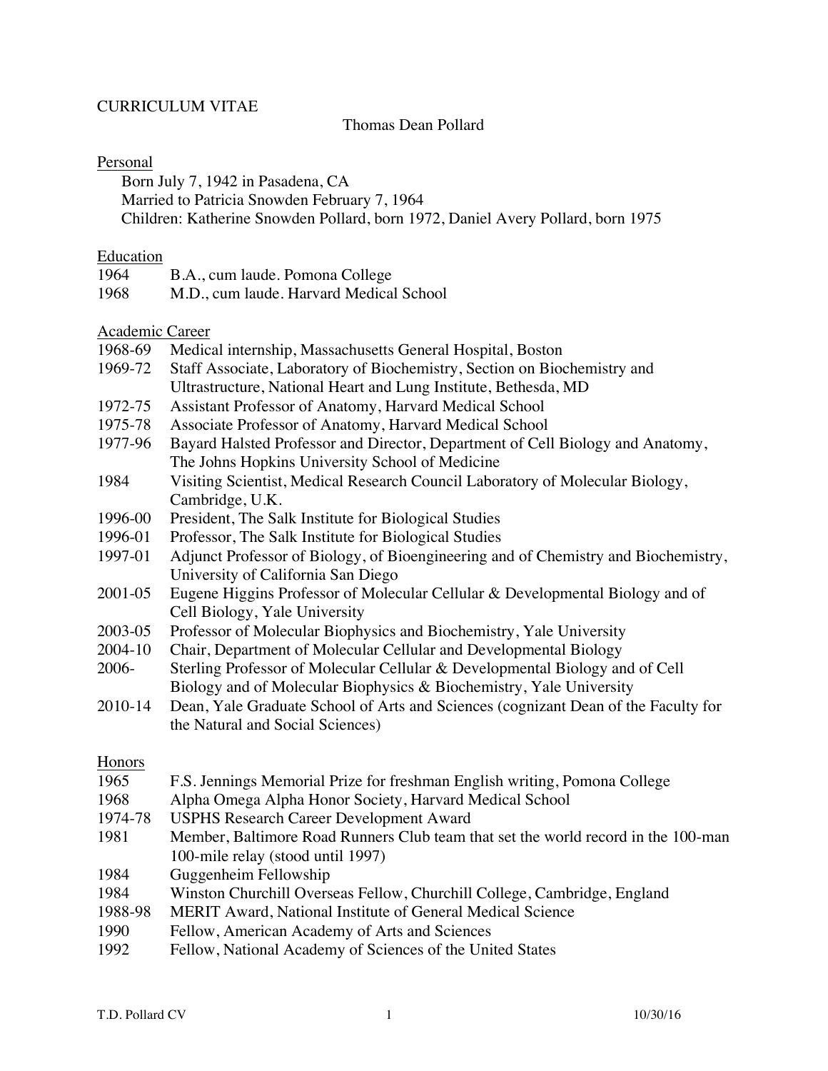# CURRICULUM VITAE

Thomas Dean Pollard

## Personal

Born July 7, 1942 in Pasadena, CA
Married to Patricia Snowden February 7, 1964
Children: Katherine Snowden Pollard, born 1972, Daniel Avery Pollard, born 1975

## Education

| | |
|---|---|
| 1964 | B.A., cum laude. Pomona College |
| 1968 | M.D., cum laude. Harvard Medical School |

## Academic Career

| | |
|---|---|
| 1968-69 | Medical internship, Massachusetts General Hospital, Boston |
| 1969-72 | Staff Associate, Laboratory of Biochemistry, Section on Biochemistry and Ultrastructure, National Heart and Lung Institute, Bethesda, MD |
| 1972-75 | Assistant Professor of Anatomy, Harvard Medical School |
| 1975-78 | Associate Professor of Anatomy, Harvard Medical School |
| 1977-96 | Bayard Halsted Professor and Director, Department of Cell Biology and Anatomy, The Johns Hopkins University School of Medicine |
| 1984 | Visiting Scientist, Medical Research Council Laboratory of Molecular Biology, Cambridge, U.K. |
| 1996-00 | President, The Salk Institute for Biological Studies |
| 1996-01 | Professor, The Salk Institute for Biological Studies |
| 1997-01 | Adjunct Professor of Biology, of Bioengineering and of Chemistry and Biochemistry, University of California San Diego |
| 2001-05 | Eugene Higgins Professor of Molecular Cellular & Developmental Biology and of Cell Biology, Yale University |
| 2003-05 | Professor of Molecular Biophysics and Biochemistry, Yale University |
| 2004-10 | Chair, Department of Molecular Cellular and Developmental Biology |
| 2006- | Sterling Professor of Molecular Cellular & Developmental Biology and of Cell Biology and of Molecular Biophysics & Biochemistry, Yale University |
| 2010-14 | Dean, Yale Graduate School of Arts and Sciences (cognizant Dean of the Faculty for the Natural and Social Sciences) |

## Honors

| | |
|---|---|
| 1965 | F.S. Jennings Memorial Prize for freshman English writing, Pomona College |
| 1968 | Alpha Omega Alpha Honor Society, Harvard Medical School |
| 1974-78 | USPHS Research Career Development Award |
| 1981 | Member, Baltimore Road Runners Club team that set the world record in the 100-man 100-mile relay (stood until 1997) |
| 1984 | Guggenheim Fellowship |
| 1984 | Winston Churchill Overseas Fellow, Churchill College, Cambridge, England |
| 1988-98 | MERIT Award, National Institute of General Medical Science |
| 1990 | Fellow, American Academy of Arts and Sciences |
| 1992 | Fellow, National Academy of Sciences of the United States |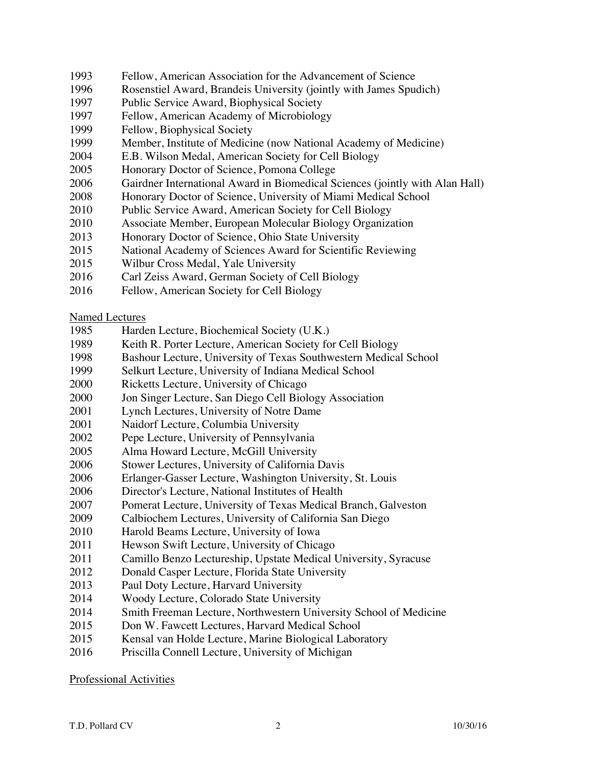1993 Fellow, American Association for the Advancement of Science
1996 Rosenstiel Award, Brandeis University (jointly with James Spudich)
1997 Public Service Award, Biophysical Society
1997 Fellow, American Academy of Microbiology
1999 Fellow, Biophysical Society
1999 Member, Institute of Medicine (now National Academy of Medicine)
2004 E.B. Wilson Medal, American Society for Cell Biology
2005 Honorary Doctor of Science, Pomona College
2006 Gairdner International Award in Biomedical Sciences (jointly with Alan Hall)
2008 Honorary Doctor of Science, University of Miami Medical School
2010 Public Service Award, American Society for Cell Biology
2010 Associate Member, European Molecular Biology Organization
2013 Honorary Doctor of Science, Ohio State University
2015 National Academy of Sciences Award for Scientific Reviewing
2015 Wilbur Cross Medal, Yale University
2016 Carl Zeiss Award, German Society of Cell Biology
2016 Fellow, American Society for Cell Biology

<u>Named Lectures</u>

1985 Harden Lecture, Biochemical Society (U.K.)
1989 Keith R. Porter Lecture, American Society for Cell Biology
1998 Bashour Lecture, University of Texas Southwestern Medical School
1999 Selkurt Lecture, University of Indiana Medical School
2000 Ricketts Lecture, University of Chicago
2000 Jon Singer Lecture, San Diego Cell Biology Association
2001 Lynch Lectures, University of Notre Dame
2001 Naidorf Lecture, Columbia University
2002 Pepe Lecture, University of Pennsylvania
2005 Alma Howard Lecture, McGill University
2006 Stower Lectures, University of California Davis
2006 Erlanger-Gasser Lecture, Washington University, St. Louis
2006 Director's Lecture, National Institutes of Health
2007 Pomerat Lecture, University of Texas Medical Branch, Galveston
2009 Calbiochem Lectures, University of California San Diego
2010 Harold Beams Lecture, University of Iowa
2011 Hewson Swift Lecture, University of Chicago
2011 Camillo Benzo Lectureship, Upstate Medical University, Syracuse
2012 Donald Casper Lecture, Florida State University
2013 Paul Doty Lecture, Harvard University
2014 Woody Lecture, Colorado State University
2014 Smith Freeman Lecture, Northwestern University School of Medicine
2015 Don W. Fawcett Lectures, Harvard Medical School
2015 Kensal van Holde Lecture, Marine Biological Laboratory
2016 Priscilla Connell Lecture, University of Michigan

<u>Professional Activities</u>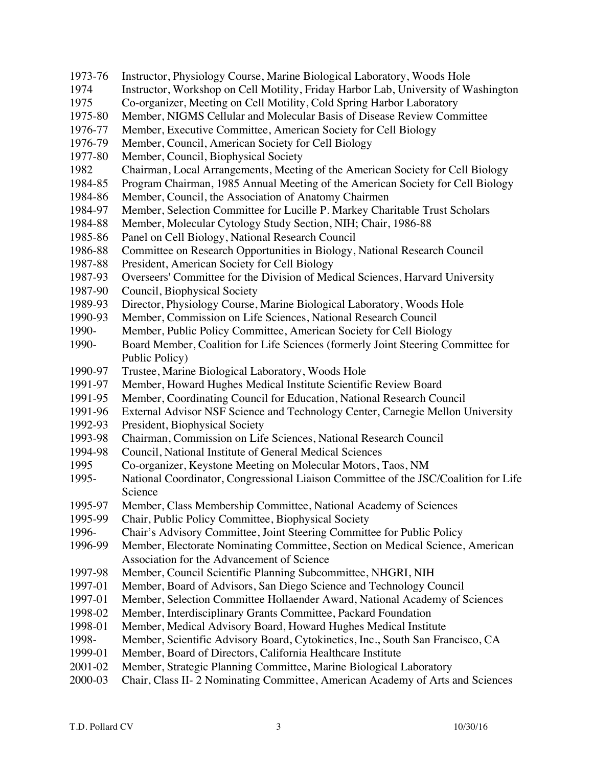1973-76 Instructor, Physiology Course, Marine Biological Laboratory, Woods Hole
1974 Instructor, Workshop on Cell Motility, Friday Harbor Lab, University of Washington
1975 Co-organizer, Meeting on Cell Motility, Cold Spring Harbor Laboratory
1975-80 Member, NIGMS Cellular and Molecular Basis of Disease Review Committee
1976-77 Member, Executive Committee, American Society for Cell Biology
1976-79 Member, Council, American Society for Cell Biology
1977-80 Member, Council, Biophysical Society
1982 Chairman, Local Arrangements, Meeting of the American Society for Cell Biology
1984-85 Program Chairman, 1985 Annual Meeting of the American Society for Cell Biology
1984-86 Member, Council, the Association of Anatomy Chairmen
1984-97 Member, Selection Committee for Lucille P. Markey Charitable Trust Scholars
1984-88 Member, Molecular Cytology Study Section, NIH; Chair, 1986-88
1985-86 Panel on Cell Biology, National Research Council
1986-88 Committee on Research Opportunities in Biology, National Research Council
1987-88 President, American Society for Cell Biology
1987-93 Overseers' Committee for the Division of Medical Sciences, Harvard University
1987-90 Council, Biophysical Society
1989-93 Director, Physiology Course, Marine Biological Laboratory, Woods Hole
1990-93 Member, Commission on Life Sciences, National Research Council
1990- Member, Public Policy Committee, American Society for Cell Biology
1990- Board Member, Coalition for Life Sciences (formerly Joint Steering Committee for Public Policy)
1990-97 Trustee, Marine Biological Laboratory, Woods Hole
1991-97 Member, Howard Hughes Medical Institute Scientific Review Board
1991-95 Member, Coordinating Council for Education, National Research Council
1991-96 External Advisor NSF Science and Technology Center, Carnegie Mellon University
1992-93 President, Biophysical Society
1993-98 Chairman, Commission on Life Sciences, National Research Council
1994-98 Council, National Institute of General Medical Sciences
1995 Co-organizer, Keystone Meeting on Molecular Motors, Taos, NM
1995- National Coordinator, Congressional Liaison Committee of the JSC/Coalition for Life Science
1995-97 Member, Class Membership Committee, National Academy of Sciences
1995-99 Chair, Public Policy Committee, Biophysical Society
1996- Chair's Advisory Committee, Joint Steering Committee for Public Policy
1996-99 Member, Electorate Nominating Committee, Section on Medical Science, American Association for the Advancement of Science
1997-98 Member, Council Scientific Planning Subcommittee, NHGRI, NIH
1997-01 Member, Board of Advisors, San Diego Science and Technology Council
1997-01 Member, Selection Committee Hollaender Award, National Academy of Sciences
1998-02 Member, Interdisciplinary Grants Committee, Packard Foundation
1998-01 Member, Medical Advisory Board, Howard Hughes Medical Institute
1998- Member, Scientific Advisory Board, Cytokinetics, Inc., South San Francisco, CA
1999-01 Member, Board of Directors, California Healthcare Institute
2001-02 Member, Strategic Planning Committee, Marine Biological Laboratory
2000-03 Chair, Class II- 2 Nominating Committee, American Academy of Arts and Sciences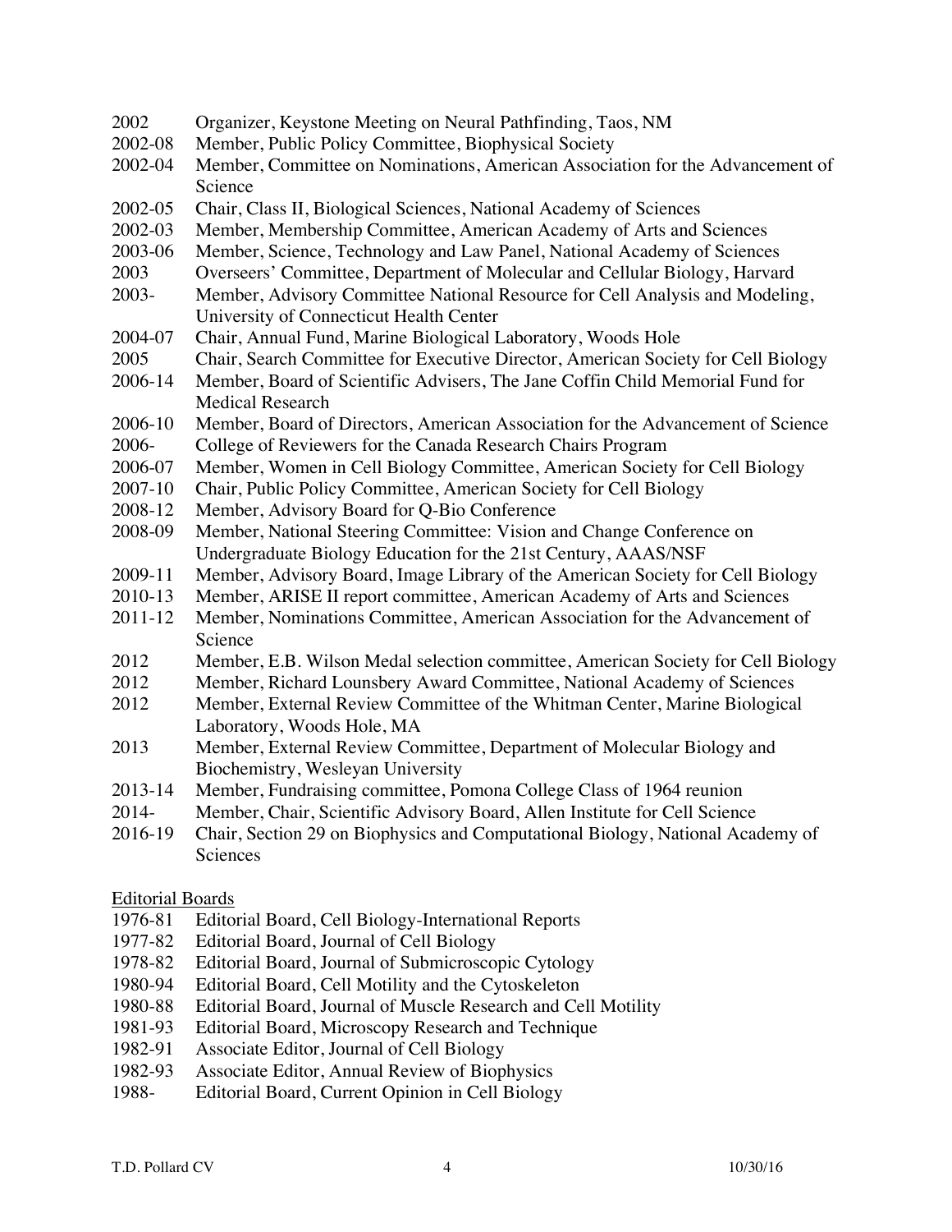2002 Organizer, Keystone Meeting on Neural Pathfinding, Taos, NM
2002-08 Member, Public Policy Committee, Biophysical Society
2002-04 Member, Committee on Nominations, American Association for the Advancement of Science
2002-05 Chair, Class II, Biological Sciences, National Academy of Sciences
2002-03 Member, Membership Committee, American Academy of Arts and Sciences
2003-06 Member, Science, Technology and Law Panel, National Academy of Sciences
2003 Overseers' Committee, Department of Molecular and Cellular Biology, Harvard
2003- Member, Advisory Committee National Resource for Cell Analysis and Modeling, University of Connecticut Health Center
2004-07 Chair, Annual Fund, Marine Biological Laboratory, Woods Hole
2005 Chair, Search Committee for Executive Director, American Society for Cell Biology
2006-14 Member, Board of Scientific Advisers, The Jane Coffin Child Memorial Fund for Medical Research
2006-10 Member, Board of Directors, American Association for the Advancement of Science
2006- College of Reviewers for the Canada Research Chairs Program
2006-07 Member, Women in Cell Biology Committee, American Society for Cell Biology
2007-10 Chair, Public Policy Committee, American Society for Cell Biology
2008-12 Member, Advisory Board for Q-Bio Conference
2008-09 Member, National Steering Committee: Vision and Change Conference on Undergraduate Biology Education for the 21st Century, AAAS/NSF
2009-11 Member, Advisory Board, Image Library of the American Society for Cell Biology
2010-13 Member, ARISE II report committee, American Academy of Arts and Sciences
2011-12 Member, Nominations Committee, American Association for the Advancement of Science
2012 Member, E.B. Wilson Medal selection committee, American Society for Cell Biology
2012 Member, Richard Lounsbery Award Committee, National Academy of Sciences
2012 Member, External Review Committee of the Whitman Center, Marine Biological Laboratory, Woods Hole, MA
2013 Member, External Review Committee, Department of Molecular Biology and Biochemistry, Wesleyan University
2013-14 Member, Fundraising committee, Pomona College Class of 1964 reunion
2014- Member, Chair, Scientific Advisory Board, Allen Institute for Cell Science
2016-19 Chair, Section 29 on Biophysics and Computational Biology, National Academy of Sciences

Editorial Boards

1976-81 Editorial Board, Cell Biology-International Reports
1977-82 Editorial Board, Journal of Cell Biology
1978-82 Editorial Board, Journal of Submicroscopic Cytology
1980-94 Editorial Board, Cell Motility and the Cytoskeleton
1980-88 Editorial Board, Journal of Muscle Research and Cell Motility
1981-93 Editorial Board, Microscopy Research and Technique
1982-91 Associate Editor, Journal of Cell Biology
1982-93 Associate Editor, Annual Review of Biophysics
1988- Editorial Board, Current Opinion in Cell Biology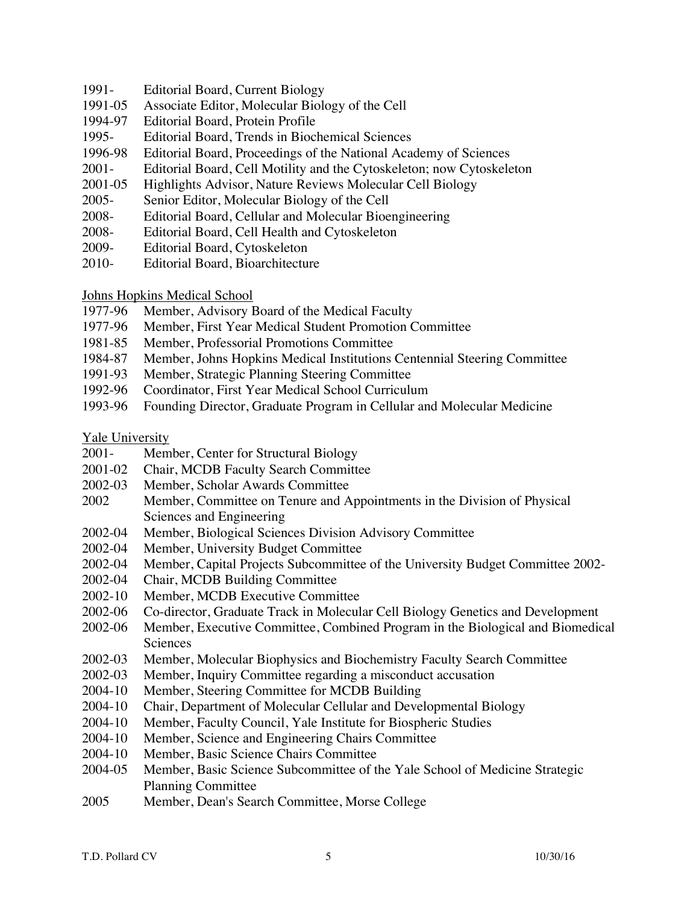1991- Editorial Board, Current Biology
1991-05 Associate Editor, Molecular Biology of the Cell
1994-97 Editorial Board, Protein Profile
1995- Editorial Board, Trends in Biochemical Sciences
1996-98 Editorial Board, Proceedings of the National Academy of Sciences
2001- Editorial Board, Cell Motility and the Cytoskeleton; now Cytoskeleton
2001-05 Highlights Advisor, Nature Reviews Molecular Cell Biology
2005- Senior Editor, Molecular Biology of the Cell
2008- Editorial Board, Cellular and Molecular Bioengineering
2008- Editorial Board, Cell Health and Cytoskeleton
2009- Editorial Board, Cytoskeleton
2010- Editorial Board, Bioarchitecture

<u>Johns Hopkins Medical School</u>

1977-96 Member, Advisory Board of the Medical Faculty
1977-96 Member, First Year Medical Student Promotion Committee
1981-85 Member, Professorial Promotions Committee
1984-87 Member, Johns Hopkins Medical Institutions Centennial Steering Committee
1991-93 Member, Strategic Planning Steering Committee
1992-96 Coordinator, First Year Medical School Curriculum
1993-96 Founding Director, Graduate Program in Cellular and Molecular Medicine

<u>Yale University</u>

2001- Member, Center for Structural Biology
2001-02 Chair, MCDB Faculty Search Committee
2002-03 Member, Scholar Awards Committee
2002 Member, Committee on Tenure and Appointments in the Division of Physical Sciences and Engineering
2002-04 Member, Biological Sciences Division Advisory Committee
2002-04 Member, University Budget Committee
2002-04 Member, Capital Projects Subcommittee of the University Budget Committee 2002-
2002-04 Chair, MCDB Building Committee
2002-10 Member, MCDB Executive Committee
2002-06 Co-director, Graduate Track in Molecular Cell Biology Genetics and Development
2002-06 Member, Executive Committee, Combined Program in the Biological and Biomedical Sciences
2002-03 Member, Molecular Biophysics and Biochemistry Faculty Search Committee
2002-03 Member, Inquiry Committee regarding a misconduct accusation
2004-10 Member, Steering Committee for MCDB Building
2004-10 Chair, Department of Molecular Cellular and Developmental Biology
2004-10 Member, Faculty Council, Yale Institute for Biospheric Studies
2004-10 Member, Science and Engineering Chairs Committee
2004-10 Member, Basic Science Chairs Committee
2004-05 Member, Basic Science Subcommittee of the Yale School of Medicine Strategic Planning Committee
2005 Member, Dean's Search Committee, Morse College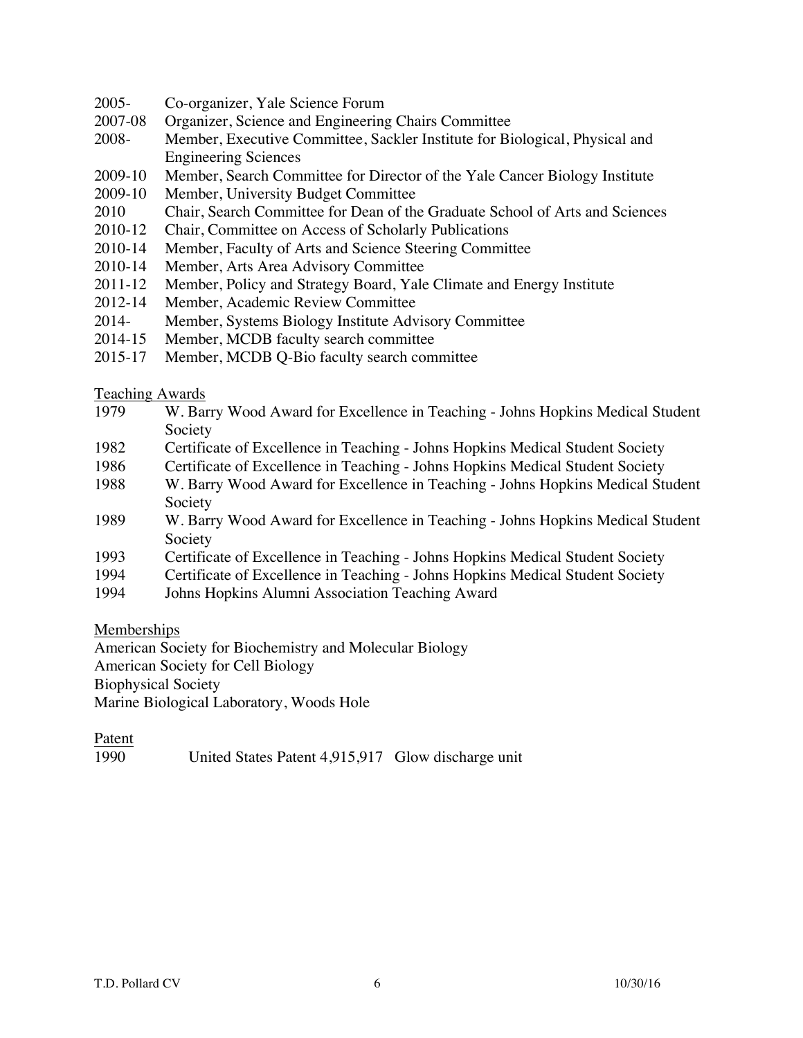2005- Co-organizer, Yale Science Forum
2007-08 Organizer, Science and Engineering Chairs Committee
2008- Member, Executive Committee, Sackler Institute for Biological, Physical and Engineering Sciences
2009-10 Member, Search Committee for Director of the Yale Cancer Biology Institute
2009-10 Member, University Budget Committee
2010 Chair, Search Committee for Dean of the Graduate School of Arts and Sciences
2010-12 Chair, Committee on Access of Scholarly Publications
2010-14 Member, Faculty of Arts and Science Steering Committee
2010-14 Member, Arts Area Advisory Committee
2011-12 Member, Policy and Strategy Board, Yale Climate and Energy Institute
2012-14 Member, Academic Review Committee
2014- Member, Systems Biology Institute Advisory Committee
2014-15 Member, MCDB faculty search committee
2015-17 Member, MCDB Q-Bio faculty search committee

Teaching Awards

1979 W. Barry Wood Award for Excellence in Teaching - Johns Hopkins Medical Student Society
1982 Certificate of Excellence in Teaching - Johns Hopkins Medical Student Society
1986 Certificate of Excellence in Teaching - Johns Hopkins Medical Student Society
1988 W. Barry Wood Award for Excellence in Teaching - Johns Hopkins Medical Student Society
1989 W. Barry Wood Award for Excellence in Teaching - Johns Hopkins Medical Student Society
1993 Certificate of Excellence in Teaching - Johns Hopkins Medical Student Society
1994 Certificate of Excellence in Teaching - Johns Hopkins Medical Student Society
1994 Johns Hopkins Alumni Association Teaching Award

Memberships

American Society for Biochemistry and Molecular Biology
American Society for Cell Biology
Biophysical Society
Marine Biological Laboratory, Woods Hole

Patent

1990 United States Patent 4,915,917 Glow discharge unit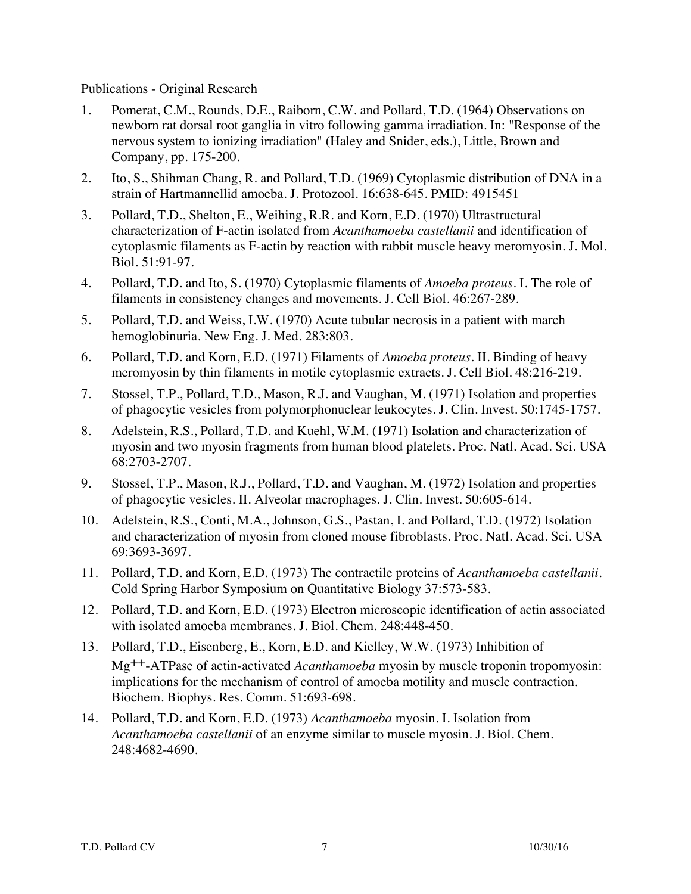Publications - Original Research

1. Pomerat, C.M., Rounds, D.E., Raiborn, C.W. and Pollard, T.D. (1964) Observations on newborn rat dorsal root ganglia in vitro following gamma irradiation. In: "Response of the nervous system to ionizing irradiation" (Haley and Snider, eds.), Little, Brown and Company, pp. 175-200.
2. Ito, S., Shihman Chang, R. and Pollard, T.D. (1969) Cytoplasmic distribution of DNA in a strain of Hartmannellid amoeba. J. Protozool. 16:638-645. PMID: 4915451
3. Pollard, T.D., Shelton, E., Weihing, R.R. and Korn, E.D. (1970) Ultrastructural characterization of F-actin isolated from *Acanthamoeba castellanii* and identification of cytoplasmic filaments as F-actin by reaction with rabbit muscle heavy meromyosin. J. Mol. Biol. 51:91-97.
4. Pollard, T.D. and Ito, S. (1970) Cytoplasmic filaments of *Amoeba proteus*. I. The role of filaments in consistency changes and movements. J. Cell Biol. 46:267-289.
5. Pollard, T.D. and Weiss, I.W. (1970) Acute tubular necrosis in a patient with march hemoglobinuria. New Eng. J. Med. 283:803.
6. Pollard, T.D. and Korn, E.D. (1971) Filaments of *Amoeba proteus*. II. Binding of heavy meromyosin by thin filaments in motile cytoplasmic extracts. J. Cell Biol. 48:216-219.
7. Stossel, T.P., Pollard, T.D., Mason, R.J. and Vaughan, M. (1971) Isolation and properties of phagocytic vesicles from polymorphonuclear leukocytes. J. Clin. Invest. 50:1745-1757.
8. Adelstein, R.S., Pollard, T.D. and Kuehl, W.M. (1971) Isolation and characterization of myosin and two myosin fragments from human blood platelets. Proc. Natl. Acad. Sci. USA 68:2703-2707.
9. Stossel, T.P., Mason, R.J., Pollard, T.D. and Vaughan, M. (1972) Isolation and properties of phagocytic vesicles. II. Alveolar macrophages. J. Clin. Invest. 50:605-614.
10. Adelstein, R.S., Conti, M.A., Johnson, G.S., Pastan, I. and Pollard, T.D. (1972) Isolation and characterization of myosin from cloned mouse fibroblasts. Proc. Natl. Acad. Sci. USA 69:3693-3697.
11. Pollard, T.D. and Korn, E.D. (1973) The contractile proteins of *Acanthamoeba castellanii*. Cold Spring Harbor Symposium on Quantitative Biology 37:573-583.
12. Pollard, T.D. and Korn, E.D. (1973) Electron microscopic identification of actin associated with isolated amoeba membranes. J. Biol. Chem. 248:448-450.
13. Pollard, T.D., Eisenberg, E., Korn, E.D. and Kielley, W.W. (1973) Inhibition of $Mg^{++}$-ATPase of actin-activated *Acanthamoeba* myosin by muscle troponin tropomyosin: implications for the mechanism of control of amoeba motility and muscle contraction. Biochem. Biophys. Res. Comm. 51:693-698.
14. Pollard, T.D. and Korn, E.D. (1973) *Acanthamoeba* myosin. I. Isolation from *Acanthamoeba castellanii* of an enzyme similar to muscle myosin. J. Biol. Chem. 248:4682-4690.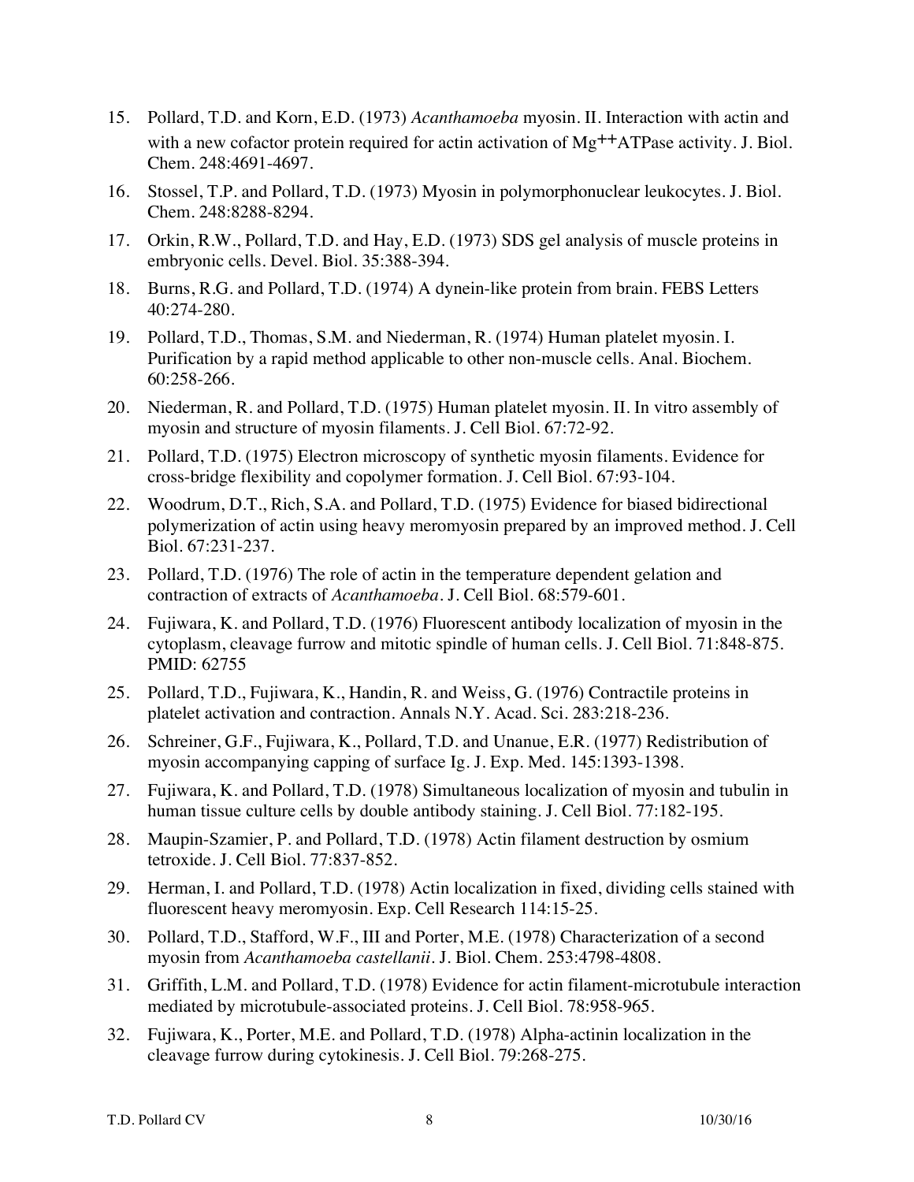15. Pollard, T.D. and Korn, E.D. (1973) *Acanthamoeba* myosin. II. Interaction with actin and with a new cofactor protein required for actin activation of $Mg^{++}$ATPase activity. J. Biol. Chem. 248:4691-4697.
16. Stossel, T.P. and Pollard, T.D. (1973) Myosin in polymorphonuclear leukocytes. J. Biol. Chem. 248:8288-8294.
17. Orkin, R.W., Pollard, T.D. and Hay, E.D. (1973) SDS gel analysis of muscle proteins in embryonic cells. Devel. Biol. 35:388-394.
18. Burns, R.G. and Pollard, T.D. (1974) A dynein-like protein from brain. FEBS Letters 40:274-280.
19. Pollard, T.D., Thomas, S.M. and Niederman, R. (1974) Human platelet myosin. I. Purification by a rapid method applicable to other non-muscle cells. Anal. Biochem. 60:258-266.
20. Niederman, R. and Pollard, T.D. (1975) Human platelet myosin. II. In vitro assembly of myosin and structure of myosin filaments. J. Cell Biol. 67:72-92.
21. Pollard, T.D. (1975) Electron microscopy of synthetic myosin filaments. Evidence for cross-bridge flexibility and copolymer formation. J. Cell Biol. 67:93-104.
22. Woodrum, D.T., Rich, S.A. and Pollard, T.D. (1975) Evidence for biased bidirectional polymerization of actin using heavy meromyosin prepared by an improved method. J. Cell Biol. 67:231-237.
23. Pollard, T.D. (1976) The role of actin in the temperature dependent gelation and contraction of extracts of *Acanthamoeba*. J. Cell Biol. 68:579-601.
24. Fujiwara, K. and Pollard, T.D. (1976) Fluorescent antibody localization of myosin in the cytoplasm, cleavage furrow and mitotic spindle of human cells. J. Cell Biol. 71:848-875. PMID: 62755
25. Pollard, T.D., Fujiwara, K., Handin, R. and Weiss, G. (1976) Contractile proteins in platelet activation and contraction. Annals N.Y. Acad. Sci. 283:218-236.
26. Schreiner, G.F., Fujiwara, K., Pollard, T.D. and Unanue, E.R. (1977) Redistribution of myosin accompanying capping of surface Ig. J. Exp. Med. 145:1393-1398.
27. Fujiwara, K. and Pollard, T.D. (1978) Simultaneous localization of myosin and tubulin in human tissue culture cells by double antibody staining. J. Cell Biol. 77:182-195.
28. Maupin-Szamier, P. and Pollard, T.D. (1978) Actin filament destruction by osmium tetroxide. J. Cell Biol. 77:837-852.
29. Herman, I. and Pollard, T.D. (1978) Actin localization in fixed, dividing cells stained with fluorescent heavy meromyosin. Exp. Cell Research 114:15-25.
30. Pollard, T.D., Stafford, W.F., III and Porter, M.E. (1978) Characterization of a second myosin from *Acanthamoeba castellanii*. J. Biol. Chem. 253:4798-4808.
31. Griffith, L.M. and Pollard, T.D. (1978) Evidence for actin filament-microtubule interaction mediated by microtubule-associated proteins. J. Cell Biol. 78:958-965.
32. Fujiwara, K., Porter, M.E. and Pollard, T.D. (1978) Alpha-actinin localization in the cleavage furrow during cytokinesis. J. Cell Biol. 79:268-275.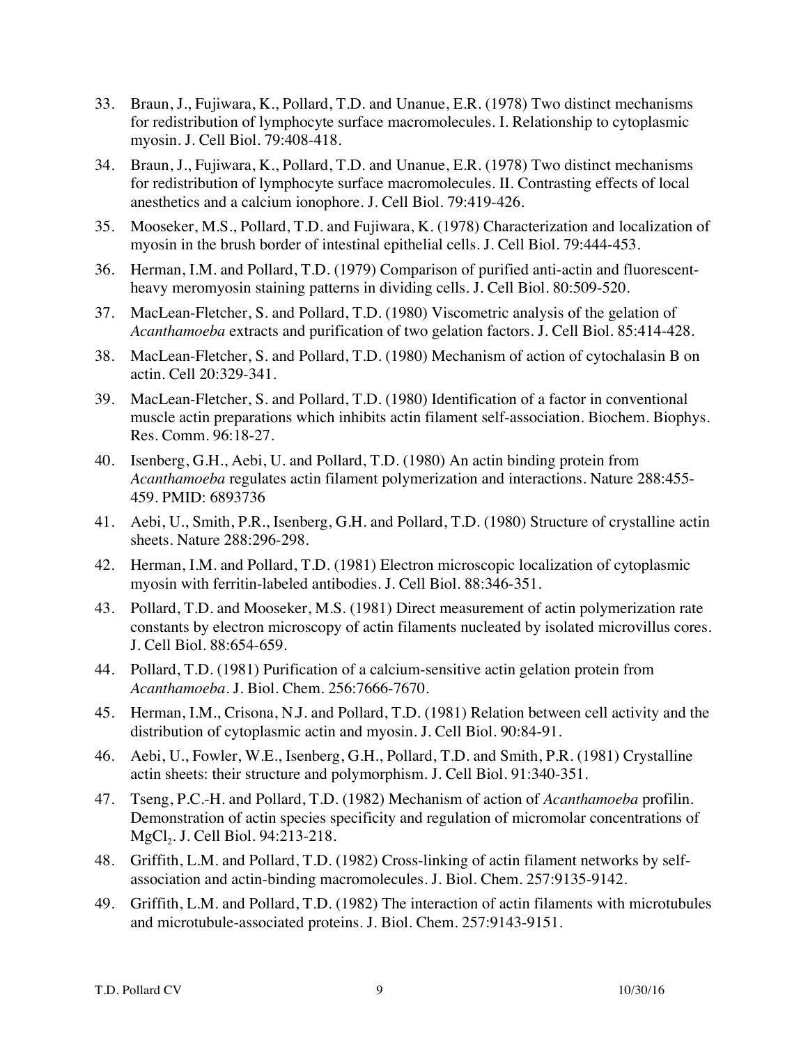33. Braun, J., Fujiwara, K., Pollard, T.D. and Unanue, E.R. (1978) Two distinct mechanisms for redistribution of lymphocyte surface macromolecules. I. Relationship to cytoplasmic myosin. J. Cell Biol. 79:408-418.

34. Braun, J., Fujiwara, K., Pollard, T.D. and Unanue, E.R. (1978) Two distinct mechanisms for redistribution of lymphocyte surface macromolecules. II. Contrasting effects of local anesthetics and a calcium ionophore. J. Cell Biol. 79:419-426.

35. Mooseker, M.S., Pollard, T.D. and Fujiwara, K. (1978) Characterization and localization of myosin in the brush border of intestinal epithelial cells. J. Cell Biol. 79:444-453.

36. Herman, I.M. and Pollard, T.D. (1979) Comparison of purified anti-actin and fluorescent-heavy meromyosin staining patterns in dividing cells. J. Cell Biol. 80:509-520.

37. MacLean-Fletcher, S. and Pollard, T.D. (1980) Viscometric analysis of the gelation of *Acanthamoeba* extracts and purification of two gelation factors. J. Cell Biol. 85:414-428.

38. MacLean-Fletcher, S. and Pollard, T.D. (1980) Mechanism of action of cytochalasin B on actin. Cell 20:329-341.

39. MacLean-Fletcher, S. and Pollard, T.D. (1980) Identification of a factor in conventional muscle actin preparations which inhibits actin filament self-association. Biochem. Biophys. Res. Comm. 96:18-27.

40. Isenberg, G.H., Aebi, U. and Pollard, T.D. (1980) An actin binding protein from *Acanthamoeba* regulates actin filament polymerization and interactions. Nature 288:455-459. PMID: 6893736

41. Aebi, U., Smith, P.R., Isenberg, G.H. and Pollard, T.D. (1980) Structure of crystalline actin sheets. Nature 288:296-298.

42. Herman, I.M. and Pollard, T.D. (1981) Electron microscopic localization of cytoplasmic myosin with ferritin-labeled antibodies. J. Cell Biol. 88:346-351.

43. Pollard, T.D. and Mooseker, M.S. (1981) Direct measurement of actin polymerization rate constants by electron microscopy of actin filaments nucleated by isolated microvillus cores. J. Cell Biol. 88:654-659.

44. Pollard, T.D. (1981) Purification of a calcium-sensitive actin gelation protein from *Acanthamoeba*. J. Biol. Chem. 256:7666-7670.

45. Herman, I.M., Crisona, N.J. and Pollard, T.D. (1981) Relation between cell activity and the distribution of cytoplasmic actin and myosin. J. Cell Biol. 90:84-91.

46. Aebi, U., Fowler, W.E., Isenberg, G.H., Pollard, T.D. and Smith, P.R. (1981) Crystalline actin sheets: their structure and polymorphism. J. Cell Biol. 91:340-351.

47. Tseng, P.C.-H. and Pollard, T.D. (1982) Mechanism of action of *Acanthamoeba* profilin. Demonstration of actin species specificity and regulation of micromolar concentrations of $MgCl_2$. J. Cell Biol. 94:213-218.

48. Griffith, L.M. and Pollard, T.D. (1982) Cross-linking of actin filament networks by self-association and actin-binding macromolecules. J. Biol. Chem. 257:9135-9142.

49. Griffith, L.M. and Pollard, T.D. (1982) The interaction of actin filaments with microtubules and microtubule-associated proteins. J. Biol. Chem. 257:9143-9151.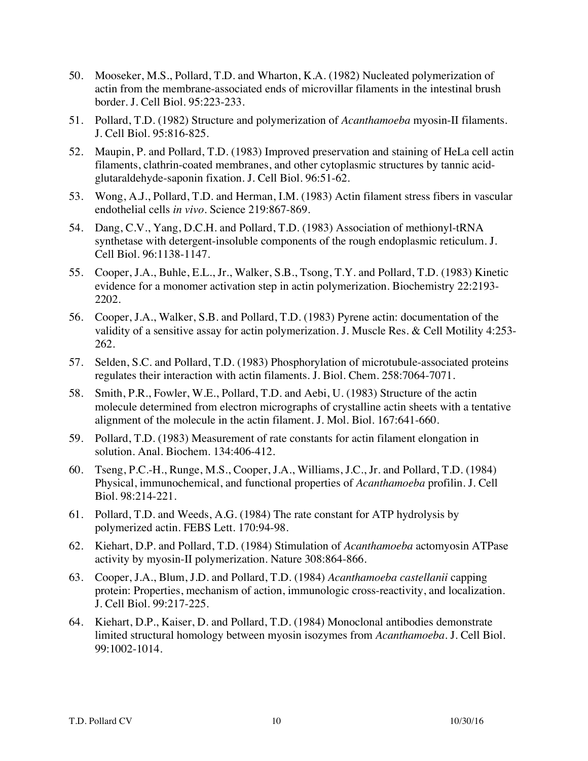50. Mooseker, M.S., Pollard, T.D. and Wharton, K.A. (1982) Nucleated polymerization of actin from the membrane-associated ends of microvillar filaments in the intestinal brush border. J. Cell Biol. 95:223-233.

51. Pollard, T.D. (1982) Structure and polymerization of *Acanthamoeba* myosin-II filaments. J. Cell Biol. 95:816-825.

52. Maupin, P. and Pollard, T.D. (1983) Improved preservation and staining of HeLa cell actin filaments, clathrin-coated membranes, and other cytoplasmic structures by tannic acid-glutaraldehyde-saponin fixation. J. Cell Biol. 96:51-62.

53. Wong, A.J., Pollard, T.D. and Herman, I.M. (1983) Actin filament stress fibers in vascular endothelial cells *in vivo*. Science 219:867-869.

54. Dang, C.V., Yang, D.C.H. and Pollard, T.D. (1983) Association of methionyl-tRNA synthetase with detergent-insoluble components of the rough endoplasmic reticulum. J. Cell Biol. 96:1138-1147.

55. Cooper, J.A., Buhle, E.L., Jr., Walker, S.B., Tsong, T.Y. and Pollard, T.D. (1983) Kinetic evidence for a monomer activation step in actin polymerization. Biochemistry 22:2193-2202.

56. Cooper, J.A., Walker, S.B. and Pollard, T.D. (1983) Pyrene actin: documentation of the validity of a sensitive assay for actin polymerization. J. Muscle Res. & Cell Motility 4:253-262.

57. Selden, S.C. and Pollard, T.D. (1983) Phosphorylation of microtubule-associated proteins regulates their interaction with actin filaments. J. Biol. Chem. 258:7064-7071.

58. Smith, P.R., Fowler, W.E., Pollard, T.D. and Aebi, U. (1983) Structure of the actin molecule determined from electron micrographs of crystalline actin sheets with a tentative alignment of the molecule in the actin filament. J. Mol. Biol. 167:641-660.

59. Pollard, T.D. (1983) Measurement of rate constants for actin filament elongation in solution. Anal. Biochem. 134:406-412.

60. Tseng, P.C.-H., Runge, M.S., Cooper, J.A., Williams, J.C., Jr. and Pollard, T.D. (1984) Physical, immunochemical, and functional properties of *Acanthamoeba* profilin. J. Cell Biol. 98:214-221.

61. Pollard, T.D. and Weeds, A.G. (1984) The rate constant for ATP hydrolysis by polymerized actin. FEBS Lett. 170:94-98.

62. Kiehart, D.P. and Pollard, T.D. (1984) Stimulation of *Acanthamoeba* actomyosin ATPase activity by myosin-II polymerization. Nature 308:864-866.

63. Cooper, J.A., Blum, J.D. and Pollard, T.D. (1984) *Acanthamoeba castellanii* capping protein: Properties, mechanism of action, immunologic cross-reactivity, and localization. J. Cell Biol. 99:217-225.

64. Kiehart, D.P., Kaiser, D. and Pollard, T.D. (1984) Monoclonal antibodies demonstrate limited structural homology between myosin isozymes from *Acanthamoeba*. J. Cell Biol. 99:1002-1014.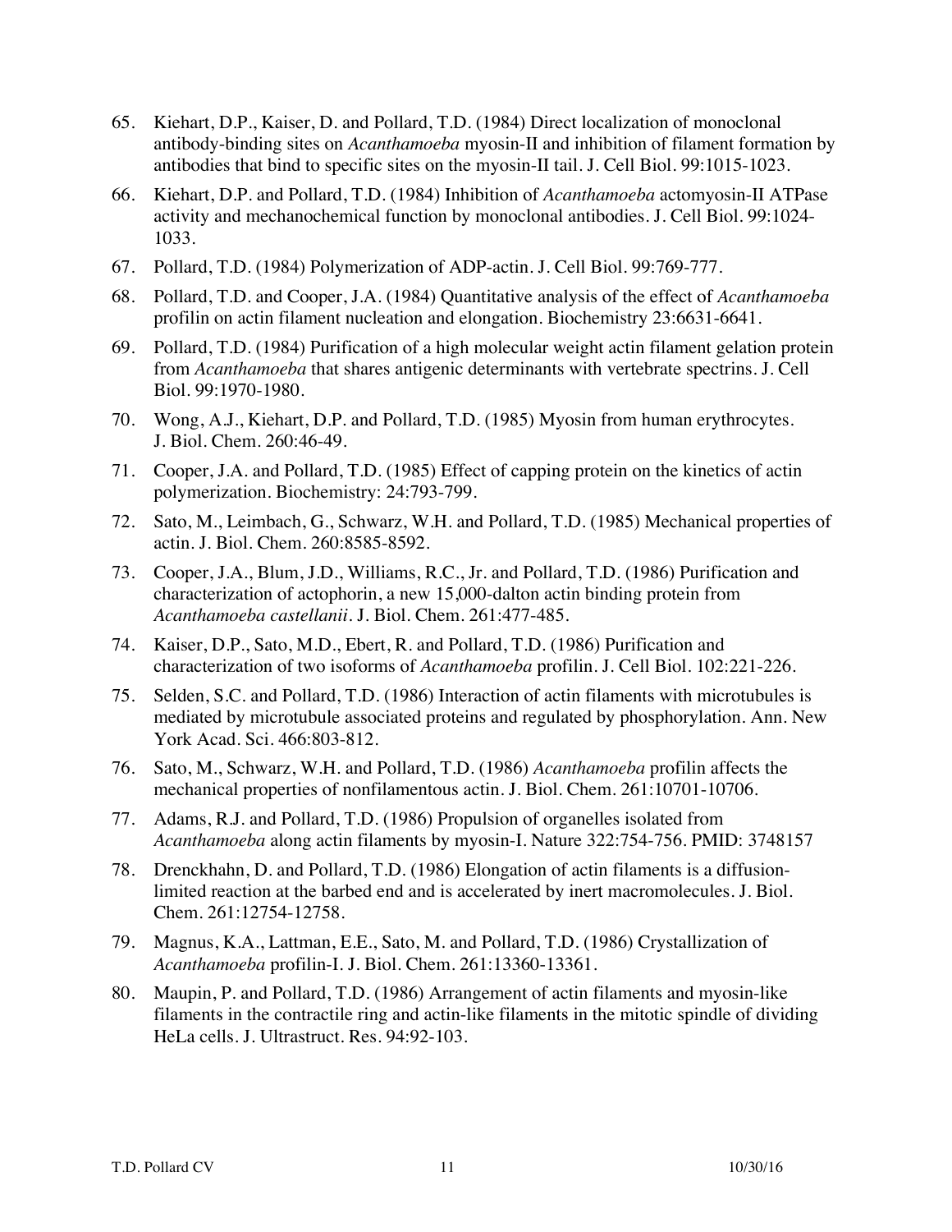65. Kiehart, D.P., Kaiser, D. and Pollard, T.D. (1984) Direct localization of monoclonal antibody-binding sites on *Acanthamoeba* myosin-II and inhibition of filament formation by antibodies that bind to specific sites on the myosin-II tail. J. Cell Biol. 99:1015-1023.

66. Kiehart, D.P. and Pollard, T.D. (1984) Inhibition of *Acanthamoeba* actomyosin-II ATPase activity and mechanochemical function by monoclonal antibodies. J. Cell Biol. 99:1024-1033.

67. Pollard, T.D. (1984) Polymerization of ADP-actin. J. Cell Biol. 99:769-777.

68. Pollard, T.D. and Cooper, J.A. (1984) Quantitative analysis of the effect of *Acanthamoeba* profilin on actin filament nucleation and elongation. Biochemistry 23:6631-6641.

69. Pollard, T.D. (1984) Purification of a high molecular weight actin filament gelation protein from *Acanthamoeba* that shares antigenic determinants with vertebrate spectrins. J. Cell Biol. 99:1970-1980.

70. Wong, A.J., Kiehart, D.P. and Pollard, T.D. (1985) Myosin from human erythrocytes. J. Biol. Chem. 260:46-49.

71. Cooper, J.A. and Pollard, T.D. (1985) Effect of capping protein on the kinetics of actin polymerization. Biochemistry: 24:793-799.

72. Sato, M., Leimbach, G., Schwarz, W.H. and Pollard, T.D. (1985) Mechanical properties of actin. J. Biol. Chem. 260:8585-8592.

73. Cooper, J.A., Blum, J.D., Williams, R.C., Jr. and Pollard, T.D. (1986) Purification and characterization of actophorin, a new 15,000-dalton actin binding protein from *Acanthamoeba castellanii*. J. Biol. Chem. 261:477-485.

74. Kaiser, D.P., Sato, M.D., Ebert, R. and Pollard, T.D. (1986) Purification and characterization of two isoforms of *Acanthamoeba* profilin. J. Cell Biol. 102:221-226.

75. Selden, S.C. and Pollard, T.D. (1986) Interaction of actin filaments with microtubules is mediated by microtubule associated proteins and regulated by phosphorylation. Ann. New York Acad. Sci. 466:803-812.

76. Sato, M., Schwarz, W.H. and Pollard, T.D. (1986) *Acanthamoeba* profilin affects the mechanical properties of nonfilamentous actin. J. Biol. Chem. 261:10701-10706.

77. Adams, R.J. and Pollard, T.D. (1986) Propulsion of organelles isolated from *Acanthamoeba* along actin filaments by myosin-I. Nature 322:754-756. PMID: 3748157

78. Drenckhahn, D. and Pollard, T.D. (1986) Elongation of actin filaments is a diffusion-limited reaction at the barbed end and is accelerated by inert macromolecules. J. Biol. Chem. 261:12754-12758.

79. Magnus, K.A., Lattman, E.E., Sato, M. and Pollard, T.D. (1986) Crystallization of *Acanthamoeba* profilin-I. J. Biol. Chem. 261:13360-13361.

80. Maupin, P. and Pollard, T.D. (1986) Arrangement of actin filaments and myosin-like filaments in the contractile ring and actin-like filaments in the mitotic spindle of dividing HeLa cells. J. Ultrastruct. Res. 94:92-103.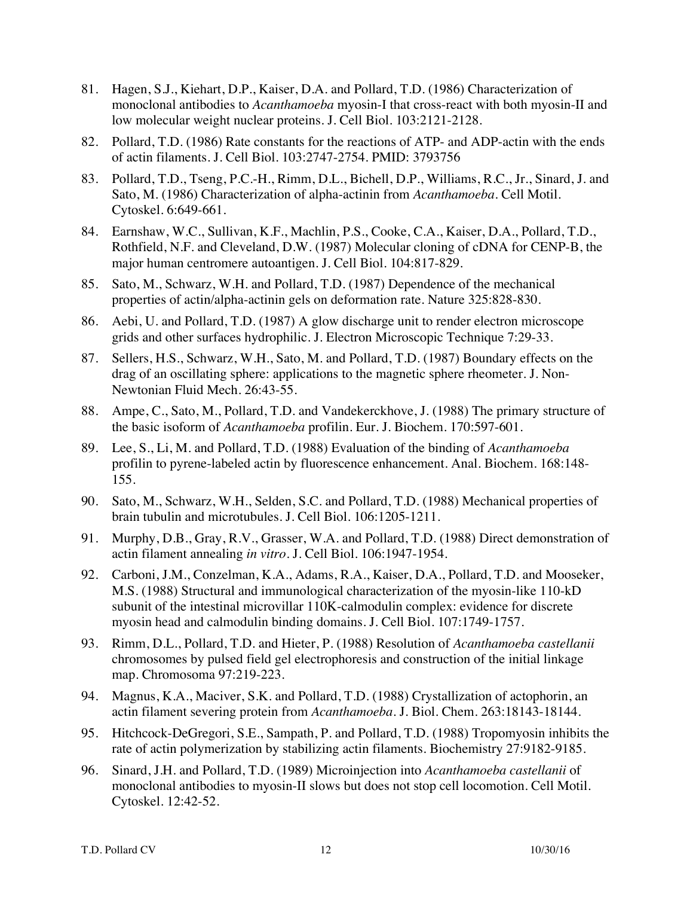81. Hagen, S.J., Kiehart, D.P., Kaiser, D.A. and Pollard, T.D. (1986) Characterization of monoclonal antibodies to *Acanthamoeba* myosin-I that cross-react with both myosin-II and low molecular weight nuclear proteins. J. Cell Biol. 103:2121-2128.

82. Pollard, T.D. (1986) Rate constants for the reactions of ATP- and ADP-actin with the ends of actin filaments. J. Cell Biol. 103:2747-2754. PMID: 3793756

83. Pollard, T.D., Tseng, P.C.-H., Rimm, D.L., Bichell, D.P., Williams, R.C., Jr., Sinard, J. and Sato, M. (1986) Characterization of alpha-actinin from *Acanthamoeba*. Cell Motil. Cytoskel. 6:649-661.

84. Earnshaw, W.C., Sullivan, K.F., Machlin, P.S., Cooke, C.A., Kaiser, D.A., Pollard, T.D., Rothfield, N.F. and Cleveland, D.W. (1987) Molecular cloning of cDNA for CENP-B, the major human centromere autoantigen. J. Cell Biol. 104:817-829.

85. Sato, M., Schwarz, W.H. and Pollard, T.D. (1987) Dependence of the mechanical properties of actin/alpha-actinin gels on deformation rate. Nature 325:828-830.

86. Aebi, U. and Pollard, T.D. (1987) A glow discharge unit to render electron microscope grids and other surfaces hydrophilic. J. Electron Microscopic Technique 7:29-33.

87. Sellers, H.S., Schwarz, W.H., Sato, M. and Pollard, T.D. (1987) Boundary effects on the drag of an oscillating sphere: applications to the magnetic sphere rheometer. J. Non-Newtonian Fluid Mech. 26:43-55.

88. Ampe, C., Sato, M., Pollard, T.D. and Vandekerckhove, J. (1988) The primary structure of the basic isoform of *Acanthamoeba* profilin. Eur. J. Biochem. 170:597-601.

89. Lee, S., Li, M. and Pollard, T.D. (1988) Evaluation of the binding of *Acanthamoeba* profilin to pyrene-labeled actin by fluorescence enhancement. Anal. Biochem. 168:148-155.

90. Sato, M., Schwarz, W.H., Selden, S.C. and Pollard, T.D. (1988) Mechanical properties of brain tubulin and microtubules. J. Cell Biol. 106:1205-1211.

91. Murphy, D.B., Gray, R.V., Grasser, W.A. and Pollard, T.D. (1988) Direct demonstration of actin filament annealing *in vitro*. J. Cell Biol. 106:1947-1954.

92. Carboni, J.M., Conzelman, K.A., Adams, R.A., Kaiser, D.A., Pollard, T.D. and Mooseker, M.S. (1988) Structural and immunological characterization of the myosin-like 110-kD subunit of the intestinal microvillar 110K-calmodulin complex: evidence for discrete myosin head and calmodulin binding domains. J. Cell Biol. 107:1749-1757.

93. Rimm, D.L., Pollard, T.D. and Hieter, P. (1988) Resolution of *Acanthamoeba castellanii* chromosomes by pulsed field gel electrophoresis and construction of the initial linkage map. Chromosoma 97:219-223.

94. Magnus, K.A., Maciver, S.K. and Pollard, T.D. (1988) Crystallization of actophorin, an actin filament severing protein from *Acanthamoeba*. J. Biol. Chem. 263:18143-18144.

95. Hitchcock-DeGregori, S.E., Sampath, P. and Pollard, T.D. (1988) Tropomyosin inhibits the rate of actin polymerization by stabilizing actin filaments. Biochemistry 27:9182-9185.

96. Sinard, J.H. and Pollard, T.D. (1989) Microinjection into *Acanthamoeba castellanii* of monoclonal antibodies to myosin-II slows but does not stop cell locomotion. Cell Motil. Cytoskel. 12:42-52.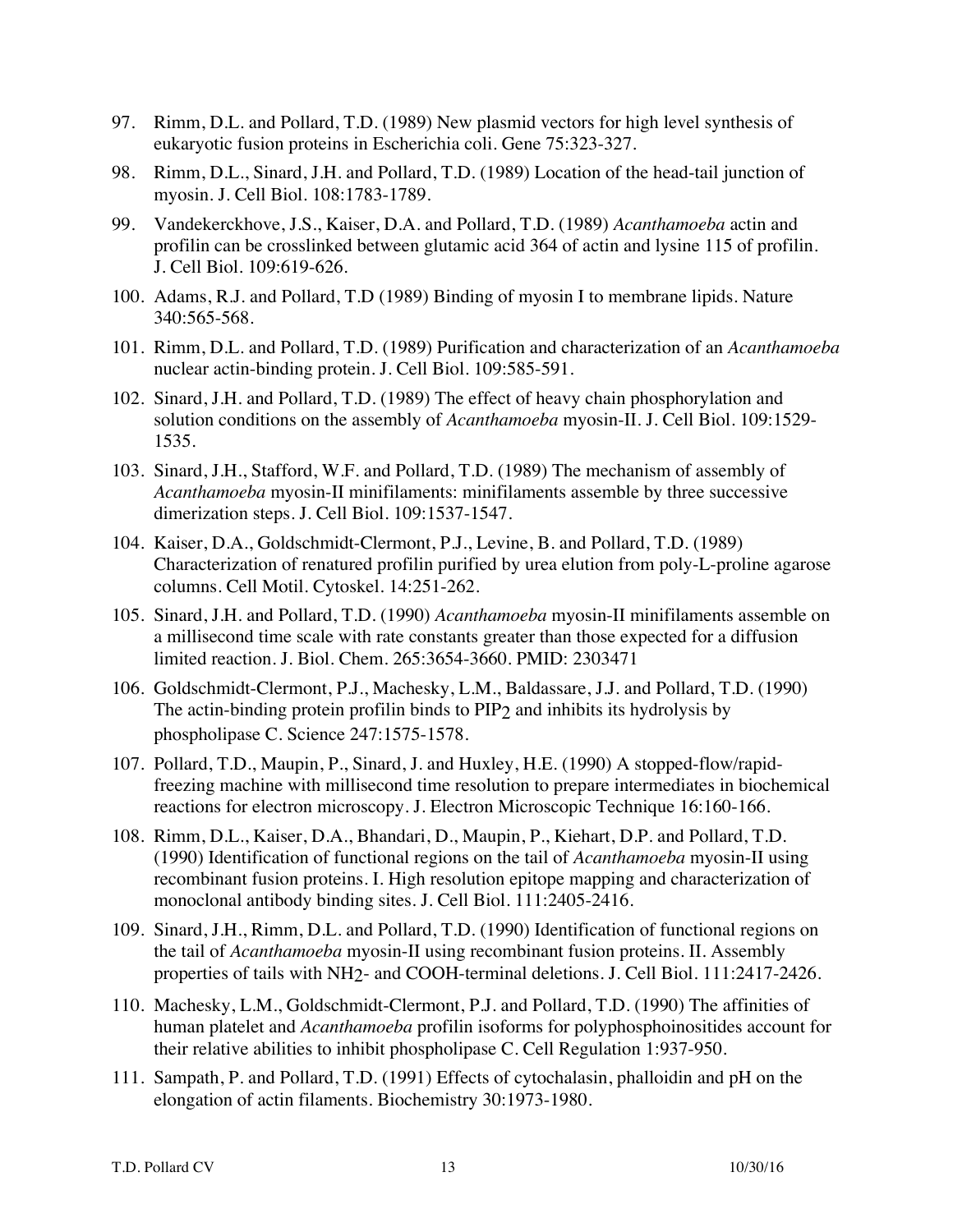97. Rimm, D.L. and Pollard, T.D. (1989) New plasmid vectors for high level synthesis of eukaryotic fusion proteins in Escherichia coli. Gene 75:323-327.

98. Rimm, D.L., Sinard, J.H. and Pollard, T.D. (1989) Location of the head-tail junction of myosin. J. Cell Biol. 108:1783-1789.

99. Vandekerckhove, J.S., Kaiser, D.A. and Pollard, T.D. (1989) *Acanthamoeba* actin and profilin can be crosslinked between glutamic acid 364 of actin and lysine 115 of profilin. J. Cell Biol. 109:619-626.

100. Adams, R.J. and Pollard, T.D (1989) Binding of myosin I to membrane lipids. Nature 340:565-568.

101. Rimm, D.L. and Pollard, T.D. (1989) Purification and characterization of an *Acanthamoeba* nuclear actin-binding protein. J. Cell Biol. 109:585-591.

102. Sinard, J.H. and Pollard, T.D. (1989) The effect of heavy chain phosphorylation and solution conditions on the assembly of *Acanthamoeba* myosin-II. J. Cell Biol. 109:1529-1535.

103. Sinard, J.H., Stafford, W.F. and Pollard, T.D. (1989) The mechanism of assembly of *Acanthamoeba* myosin-II minifilaments: minifilaments assemble by three successive dimerization steps. J. Cell Biol. 109:1537-1547.

104. Kaiser, D.A., Goldschmidt-Clermont, P.J., Levine, B. and Pollard, T.D. (1989) Characterization of renatured profilin purified by urea elution from poly-L-proline agarose columns. Cell Motil. Cytoskel. 14:251-262.

105. Sinard, J.H. and Pollard, T.D. (1990) *Acanthamoeba* myosin-II minifilaments assemble on a millisecond time scale with rate constants greater than those expected for a diffusion limited reaction. J. Biol. Chem. 265:3654-3660. PMID: 2303471

106. Goldschmidt-Clermont, P.J., Machesky, L.M., Baldassare, J.J. and Pollard, T.D. (1990) The actin-binding protein profilin binds to $PIP_2$ and inhibits its hydrolysis by phospholipase C. Science 247:1575-1578.

107. Pollard, T.D., Maupin, P., Sinard, J. and Huxley, H.E. (1990) A stopped-flow/rapid-freezing machine with millisecond time resolution to prepare intermediates in biochemical reactions for electron microscopy. J. Electron Microscopic Technique 16:160-166.

108. Rimm, D.L., Kaiser, D.A., Bhandari, D., Maupin, P., Kiehart, D.P. and Pollard, T.D. (1990) Identification of functional regions on the tail of *Acanthamoeba* myosin-II using recombinant fusion proteins. I. High resolution epitope mapping and characterization of monoclonal antibody binding sites. J. Cell Biol. 111:2405-2416.

109. Sinard, J.H., Rimm, D.L. and Pollard, T.D. (1990) Identification of functional regions on the tail of *Acanthamoeba* myosin-II using recombinant fusion proteins. II. Assembly properties of tails with $NH_2$- and COOH-terminal deletions. J. Cell Biol. 111:2417-2426.

110. Machesky, L.M., Goldschmidt-Clermont, P.J. and Pollard, T.D. (1990) The affinities of human platelet and *Acanthamoeba* profilin isoforms for polyphosphoinositides account for their relative abilities to inhibit phospholipase C. Cell Regulation 1:937-950.

111. Sampath, P. and Pollard, T.D. (1991) Effects of cytochalasin, phalloidin and pH on the elongation of actin filaments. Biochemistry 30:1973-1980.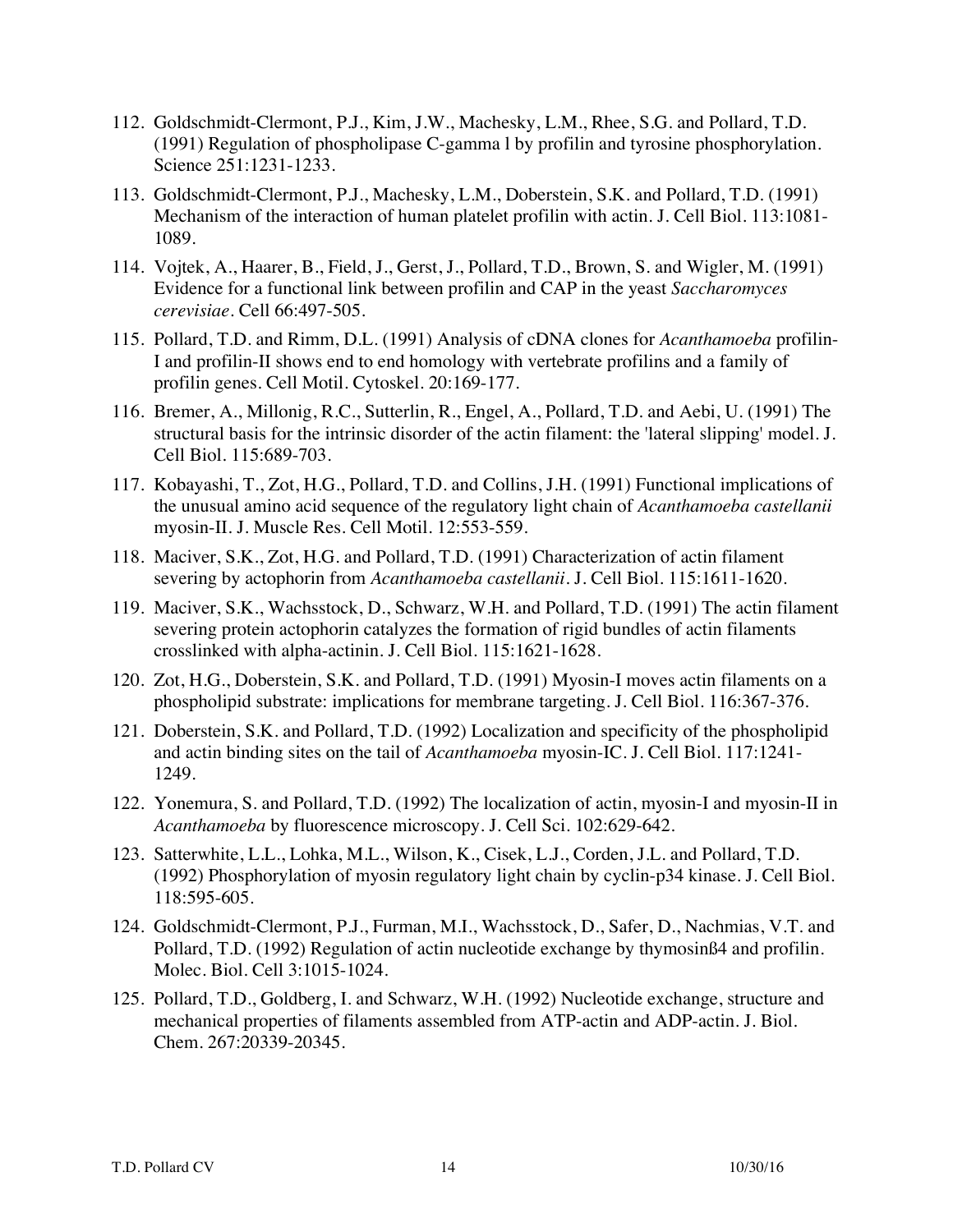112. Goldschmidt-Clermont, P.J., Kim, J.W., Machesky, L.M., Rhee, S.G. and Pollard, T.D. (1991) Regulation of phospholipase C-gamma l by profilin and tyrosine phosphorylation. Science 251:1231-1233.

113. Goldschmidt-Clermont, P.J., Machesky, L.M., Doberstein, S.K. and Pollard, T.D. (1991) Mechanism of the interaction of human platelet profilin with actin. J. Cell Biol. 113:1081-1089.

114. Vojtek, A., Haarer, B., Field, J., Gerst, J., Pollard, T.D., Brown, S. and Wigler, M. (1991) Evidence for a functional link between profilin and CAP in the yeast *Saccharomyces cerevisiae*. Cell 66:497-505.

115. Pollard, T.D. and Rimm, D.L. (1991) Analysis of cDNA clones for *Acanthamoeba* profilin-I and profilin-II shows end to end homology with vertebrate profilins and a family of profilin genes. Cell Motil. Cytoskel. 20:169-177.

116. Bremer, A., Millonig, R.C., Sutterlin, R., Engel, A., Pollard, T.D. and Aebi, U. (1991) The structural basis for the intrinsic disorder of the actin filament: the 'lateral slipping' model. J. Cell Biol. 115:689-703.

117. Kobayashi, T., Zot, H.G., Pollard, T.D. and Collins, J.H. (1991) Functional implications of the unusual amino acid sequence of the regulatory light chain of *Acanthamoeba castellanii* myosin-II. J. Muscle Res. Cell Motil. 12:553-559.

118. Maciver, S.K., Zot, H.G. and Pollard, T.D. (1991) Characterization of actin filament severing by actophorin from *Acanthamoeba castellanii*. J. Cell Biol. 115:1611-1620.

119. Maciver, S.K., Wachsstock, D., Schwarz, W.H. and Pollard, T.D. (1991) The actin filament severing protein actophorin catalyzes the formation of rigid bundles of actin filaments crosslinked with alpha-actinin. J. Cell Biol. 115:1621-1628.

120. Zot, H.G., Doberstein, S.K. and Pollard, T.D. (1991) Myosin-I moves actin filaments on a phospholipid substrate: implications for membrane targeting. J. Cell Biol. 116:367-376.

121. Doberstein, S.K. and Pollard, T.D. (1992) Localization and specificity of the phospholipid and actin binding sites on the tail of *Acanthamoeba* myosin-IC. J. Cell Biol. 117:1241-1249.

122. Yonemura, S. and Pollard, T.D. (1992) The localization of actin, myosin-I and myosin-II in *Acanthamoeba* by fluorescence microscopy. J. Cell Sci. 102:629-642.

123. Satterwhite, L.L., Lohka, M.L., Wilson, K., Cisek, L.J., Corden, J.L. and Pollard, T.D. (1992) Phosphorylation of myosin regulatory light chain by cyclin-p34 kinase. J. Cell Biol. 118:595-605.

124. Goldschmidt-Clermont, P.J., Furman, M.I., Wachsstock, D., Safer, D., Nachmias, V.T. and Pollard, T.D. (1992) Regulation of actin nucleotide exchange by thymosinß4 and profilin. Molec. Biol. Cell 3:1015-1024.

125. Pollard, T.D., Goldberg, I. and Schwarz, W.H. (1992) Nucleotide exchange, structure and mechanical properties of filaments assembled from ATP-actin and ADP-actin. J. Biol. Chem. 267:20339-20345.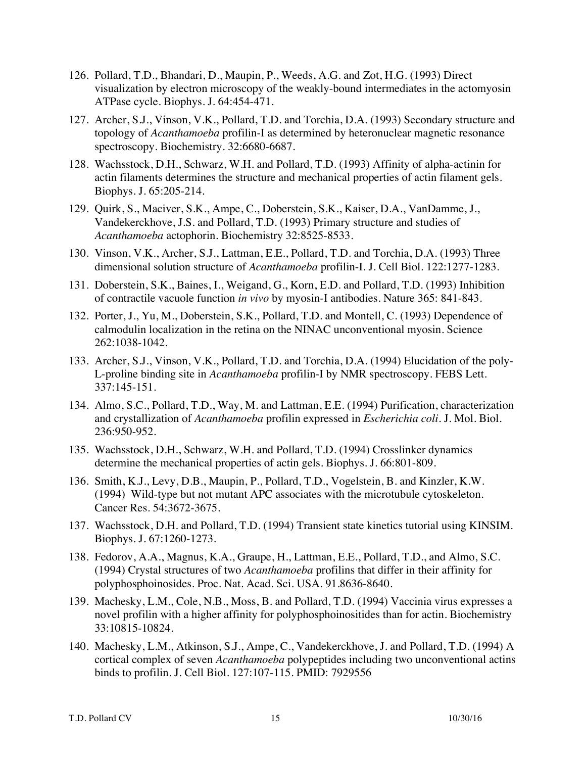126. Pollard, T.D., Bhandari, D., Maupin, P., Weeds, A.G. and Zot, H.G. (1993) Direct visualization by electron microscopy of the weakly-bound intermediates in the actomyosin ATPase cycle. Biophys. J. 64:454-471.

127. Archer, S.J., Vinson, V.K., Pollard, T.D. and Torchia, D.A. (1993) Secondary structure and topology of *Acanthamoeba* profilin-I as determined by heteronuclear magnetic resonance spectroscopy. Biochemistry. 32:6680-6687.

128. Wachsstock, D.H., Schwarz, W.H. and Pollard, T.D. (1993) Affinity of alpha-actinin for actin filaments determines the structure and mechanical properties of actin filament gels. Biophys. J. 65:205-214.

129. Quirk, S., Maciver, S.K., Ampe, C., Doberstein, S.K., Kaiser, D.A., VanDamme, J., Vandekerckhove, J.S. and Pollard, T.D. (1993) Primary structure and studies of *Acanthamoeba* actophorin. Biochemistry 32:8525-8533.

130. Vinson, V.K., Archer, S.J., Lattman, E.E., Pollard, T.D. and Torchia, D.A. (1993) Three dimensional solution structure of *Acanthamoeba* profilin-I. J. Cell Biol. 122:1277-1283.

131. Doberstein, S.K., Baines, I., Weigand, G., Korn, E.D. and Pollard, T.D. (1993) Inhibition of contractile vacuole function *in vivo* by myosin-I antibodies. Nature 365: 841-843.

132. Porter, J., Yu, M., Doberstein, S.K., Pollard, T.D. and Montell, C. (1993) Dependence of calmodulin localization in the retina on the NINAC unconventional myosin. Science 262:1038-1042.

133. Archer, S.J., Vinson, V.K., Pollard, T.D. and Torchia, D.A. (1994) Elucidation of the poly-L-proline binding site in *Acanthamoeba* profilin-I by NMR spectroscopy. FEBS Lett. 337:145-151.

134. Almo, S.C., Pollard, T.D., Way, M. and Lattman, E.E. (1994) Purification, characterization and crystallization of *Acanthamoeba* profilin expressed in *Escherichia coli*. J. Mol. Biol. 236:950-952.

135. Wachsstock, D.H., Schwarz, W.H. and Pollard, T.D. (1994) Crosslinker dynamics determine the mechanical properties of actin gels. Biophys. J. 66:801-809.

136. Smith, K.J., Levy, D.B., Maupin, P., Pollard, T.D., Vogelstein, B. and Kinzler, K.W. (1994) Wild-type but not mutant APC associates with the microtubule cytoskeleton. Cancer Res. 54:3672-3675.

137. Wachsstock, D.H. and Pollard, T.D. (1994) Transient state kinetics tutorial using KINSIM. Biophys. J. 67:1260-1273.

138. Fedorov, A.A., Magnus, K.A., Graupe, H., Lattman, E.E., Pollard, T.D., and Almo, S.C. (1994) Crystal structures of two *Acanthamoeba* profilins that differ in their affinity for polyphosphoinosides. Proc. Nat. Acad. Sci. USA. 91.8636-8640.

139. Machesky, L.M., Cole, N.B., Moss, B. and Pollard, T.D. (1994) Vaccinia virus expresses a novel profilin with a higher affinity for polyphosphoinositides than for actin. Biochemistry 33:10815-10824.

140. Machesky, L.M., Atkinson, S.J., Ampe, C., Vandekerckhove, J. and Pollard, T.D. (1994) A cortical complex of seven *Acanthamoeba* polypeptides including two unconventional actins binds to profilin. J. Cell Biol. 127:107-115. PMID: 7929556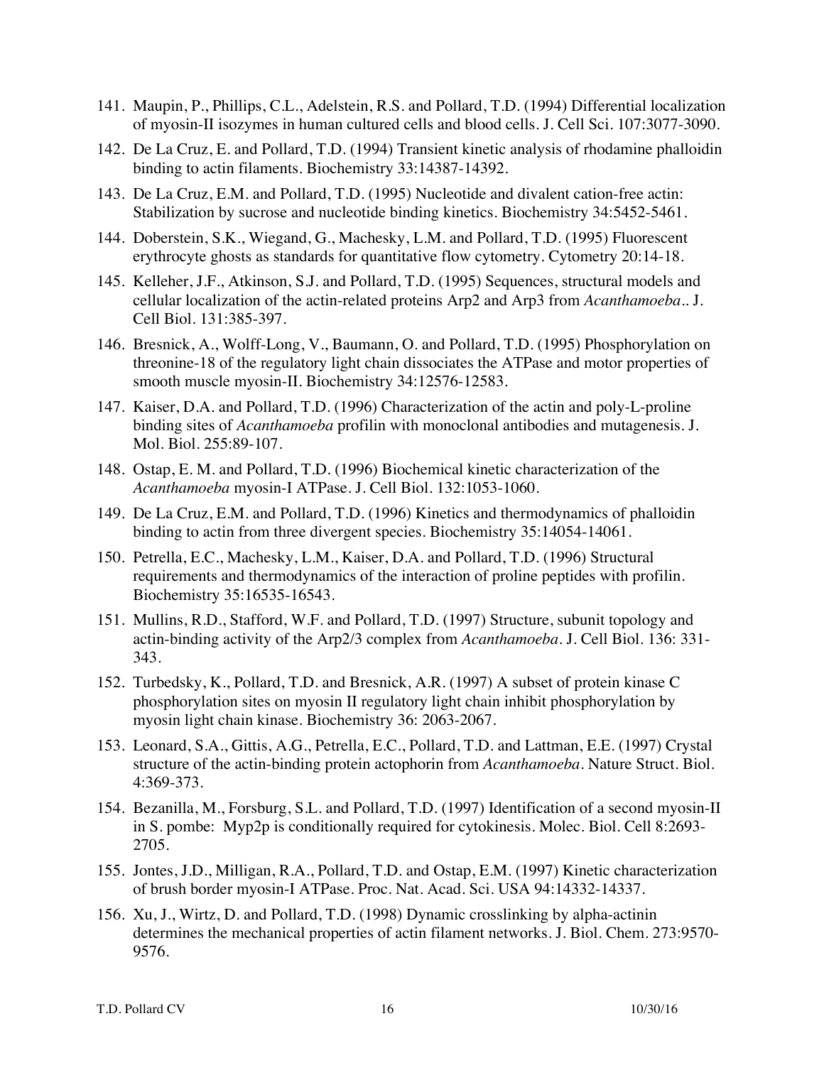141. Maupin, P., Phillips, C.L., Adelstein, R.S. and Pollard, T.D. (1994) Differential localization of myosin-II isozymes in human cultured cells and blood cells. J. Cell Sci. 107:3077-3090.

142. De La Cruz, E. and Pollard, T.D. (1994) Transient kinetic analysis of rhodamine phalloidin binding to actin filaments. Biochemistry 33:14387-14392.

143. De La Cruz, E.M. and Pollard, T.D. (1995) Nucleotide and divalent cation-free actin: Stabilization by sucrose and nucleotide binding kinetics. Biochemistry 34:5452-5461.

144. Doberstein, S.K., Wiegand, G., Machesky, L.M. and Pollard, T.D. (1995) Fluorescent erythrocyte ghosts as standards for quantitative flow cytometry. Cytometry 20:14-18.

145. Kelleher, J.F., Atkinson, S.J. and Pollard, T.D. (1995) Sequences, structural models and cellular localization of the actin-related proteins Arp2 and Arp3 from *Acanthamoeba*.. J. Cell Biol. 131:385-397.

146. Bresnick, A., Wolff-Long, V., Baumann, O. and Pollard, T.D. (1995) Phosphorylation on threonine-18 of the regulatory light chain dissociates the ATPase and motor properties of smooth muscle myosin-II. Biochemistry 34:12576-12583.

147. Kaiser, D.A. and Pollard, T.D. (1996) Characterization of the actin and poly-L-proline binding sites of *Acanthamoeba* profilin with monoclonal antibodies and mutagenesis. J. Mol. Biol. 255:89-107.

148. Ostap, E. M. and Pollard, T.D. (1996) Biochemical kinetic characterization of the *Acanthamoeba* myosin-I ATPase. J. Cell Biol. 132:1053-1060.

149. De La Cruz, E.M. and Pollard, T.D. (1996) Kinetics and thermodynamics of phalloidin binding to actin from three divergent species. Biochemistry 35:14054-14061.

150. Petrella, E.C., Machesky, L.M., Kaiser, D.A. and Pollard, T.D. (1996) Structural requirements and thermodynamics of the interaction of proline peptides with profilin. Biochemistry 35:16535-16543.

151. Mullins, R.D., Stafford, W.F. and Pollard, T.D. (1997) Structure, subunit topology and actin-binding activity of the Arp2/3 complex from *Acanthamoeba*. J. Cell Biol. 136: 331-343.

152. Turbedsky, K., Pollard, T.D. and Bresnick, A.R. (1997) A subset of protein kinase C phosphorylation sites on myosin II regulatory light chain inhibit phosphorylation by myosin light chain kinase. Biochemistry 36: 2063-2067.

153. Leonard, S.A., Gittis, A.G., Petrella, E.C., Pollard, T.D. and Lattman, E.E. (1997) Crystal structure of the actin-binding protein actophorin from *Acanthamoeba*. Nature Struct. Biol. 4:369-373.

154. Bezanilla, M., Forsburg, S.L. and Pollard, T.D. (1997) Identification of a second myosin-II in S. pombe: Myp2p is conditionally required for cytokinesis. Molec. Biol. Cell 8:2693-2705.

155. Jontes, J.D., Milligan, R.A., Pollard, T.D. and Ostap, E.M. (1997) Kinetic characterization of brush border myosin-I ATPase. Proc. Nat. Acad. Sci. USA 94:14332-14337.

156. Xu, J., Wirtz, D. and Pollard, T.D. (1998) Dynamic crosslinking by alpha-actinin determines the mechanical properties of actin filament networks. J. Biol. Chem. 273:9570-9576.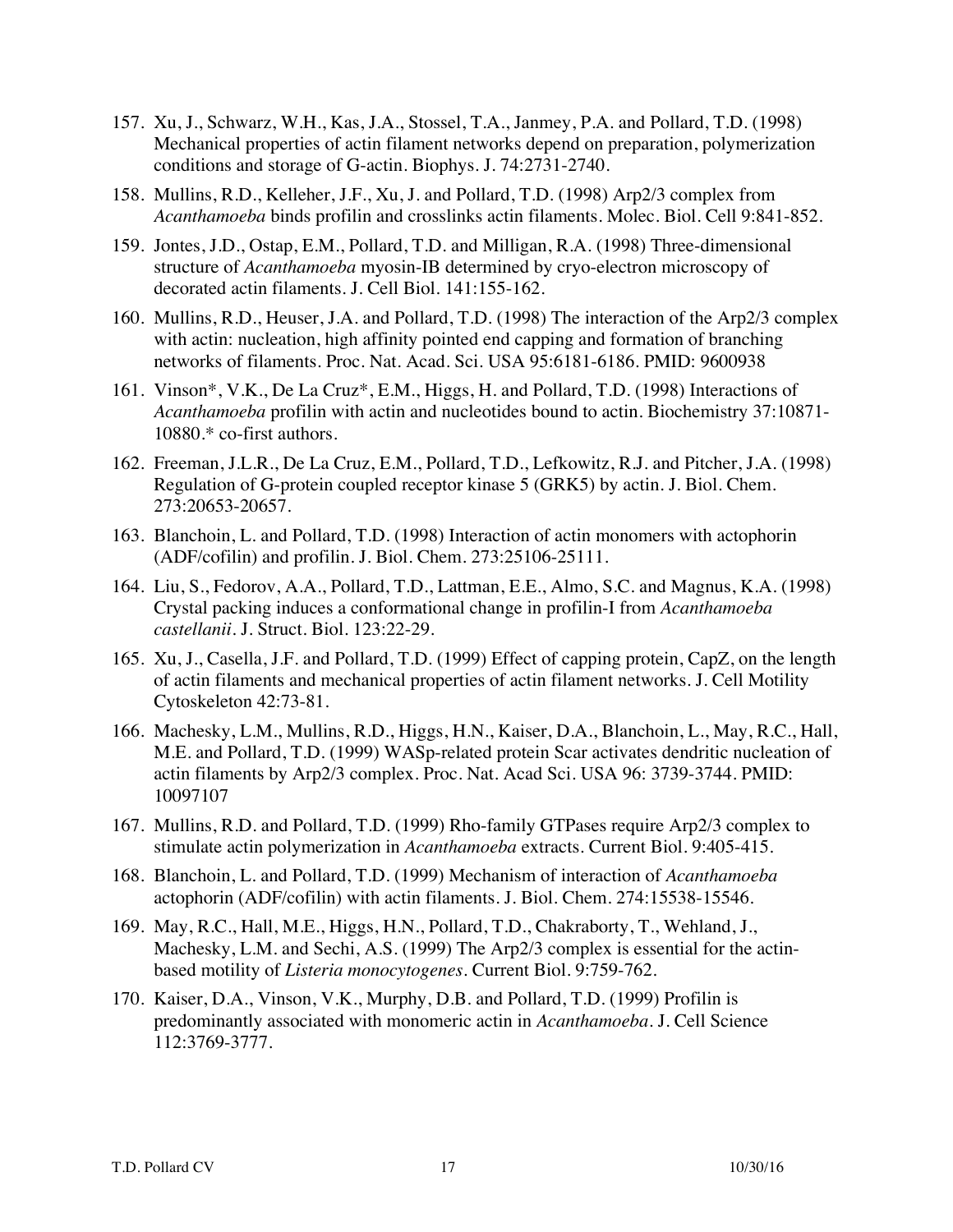157. Xu, J., Schwarz, W.H., Kas, J.A., Stossel, T.A., Janmey, P.A. and Pollard, T.D. (1998) Mechanical properties of actin filament networks depend on preparation, polymerization conditions and storage of G-actin. Biophys. J. 74:2731-2740.

158. Mullins, R.D., Kelleher, J.F., Xu, J. and Pollard, T.D. (1998) Arp2/3 complex from *Acanthamoeba* binds profilin and crosslinks actin filaments. Molec. Biol. Cell 9:841-852.

159. Jontes, J.D., Ostap, E.M., Pollard, T.D. and Milligan, R.A. (1998) Three-dimensional structure of *Acanthamoeba* myosin-IB determined by cryo-electron microscopy of decorated actin filaments. J. Cell Biol. 141:155-162.

160. Mullins, R.D., Heuser, J.A. and Pollard, T.D. (1998) The interaction of the Arp2/3 complex with actin: nucleation, high affinity pointed end capping and formation of branching networks of filaments. Proc. Nat. Acad. Sci. USA 95:6181-6186. PMID: 9600938

161. Vinson*, V.K., De La Cruz*, E.M., Higgs, H. and Pollard, T.D. (1998) Interactions of *Acanthamoeba* profilin with actin and nucleotides bound to actin. Biochemistry 37:10871-10880.* co-first authors.

162. Freeman, J.L.R., De La Cruz, E.M., Pollard, T.D., Lefkowitz, R.J. and Pitcher, J.A. (1998) Regulation of G-protein coupled receptor kinase 5 (GRK5) by actin. J. Biol. Chem. 273:20653-20657.

163. Blanchoin, L. and Pollard, T.D. (1998) Interaction of actin monomers with actophorin (ADF/cofilin) and profilin. J. Biol. Chem. 273:25106-25111.

164. Liu, S., Fedorov, A.A., Pollard, T.D., Lattman, E.E., Almo, S.C. and Magnus, K.A. (1998) Crystal packing induces a conformational change in profilin-I from *Acanthamoeba castellanii*. J. Struct. Biol. 123:22-29.

165. Xu, J., Casella, J.F. and Pollard, T.D. (1999) Effect of capping protein, CapZ, on the length of actin filaments and mechanical properties of actin filament networks. J. Cell Motility Cytoskeleton 42:73-81.

166. Machesky, L.M., Mullins, R.D., Higgs, H.N., Kaiser, D.A., Blanchoin, L., May, R.C., Hall, M.E. and Pollard, T.D. (1999) WASp-related protein Scar activates dendritic nucleation of actin filaments by Arp2/3 complex. Proc. Nat. Acad Sci. USA 96: 3739-3744. PMID: 10097107

167. Mullins, R.D. and Pollard, T.D. (1999) Rho-family GTPases require Arp2/3 complex to stimulate actin polymerization in *Acanthamoeba* extracts. Current Biol. 9:405-415.

168. Blanchoin, L. and Pollard, T.D. (1999) Mechanism of interaction of *Acanthamoeba* actophorin (ADF/cofilin) with actin filaments. J. Biol. Chem. 274:15538-15546.

169. May, R.C., Hall, M.E., Higgs, H.N., Pollard, T.D., Chakraborty, T., Wehland, J., Machesky, L.M. and Sechi, A.S. (1999) The Arp2/3 complex is essential for the actin-based motility of *Listeria monocytogenes*. Current Biol. 9:759-762.

170. Kaiser, D.A., Vinson, V.K., Murphy, D.B. and Pollard, T.D. (1999) Profilin is predominantly associated with monomeric actin in *Acanthamoeba*. J. Cell Science 112:3769-3777.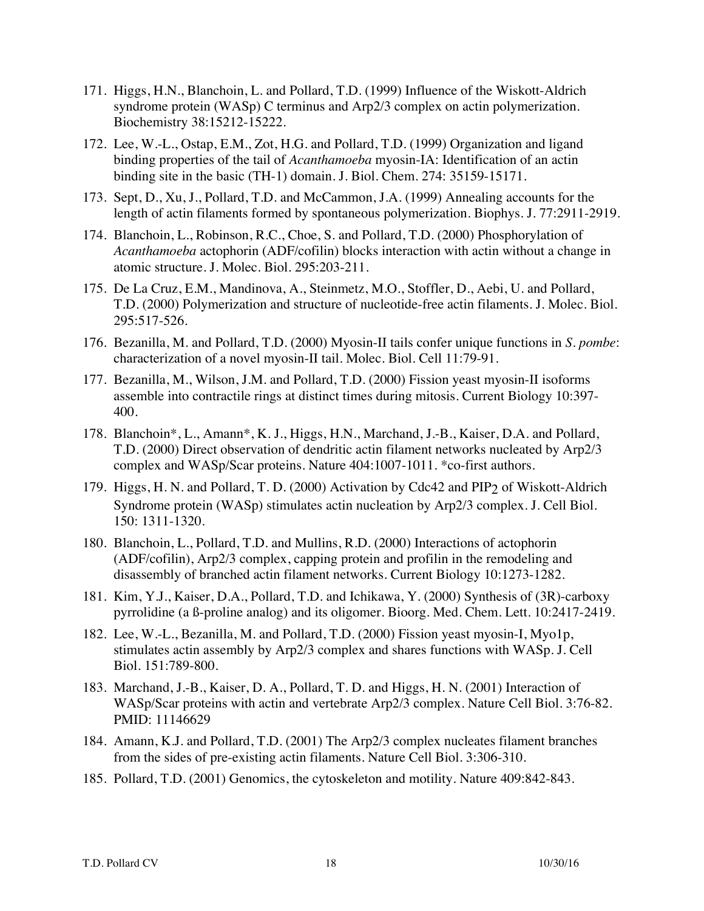171. Higgs, H.N., Blanchoin, L. and Pollard, T.D. (1999) Influence of the Wiskott-Aldrich syndrome protein (WASp) C terminus and Arp2/3 complex on actin polymerization. Biochemistry 38:15212-15222.

172. Lee, W.-L., Ostap, E.M., Zot, H.G. and Pollard, T.D. (1999) Organization and ligand binding properties of the tail of *Acanthamoeba* myosin-IA: Identification of an actin binding site in the basic (TH-1) domain. J. Biol. Chem. 274: 35159-15171.

173. Sept, D., Xu, J., Pollard, T.D. and McCammon, J.A. (1999) Annealing accounts for the length of actin filaments formed by spontaneous polymerization. Biophys. J. 77:2911-2919.

174. Blanchoin, L., Robinson, R.C., Choe, S. and Pollard, T.D. (2000) Phosphorylation of *Acanthamoeba* actophorin (ADF/cofilin) blocks interaction with actin without a change in atomic structure. J. Molec. Biol. 295:203-211.

175. De La Cruz, E.M., Mandinova, A., Steinmetz, M.O., Stoffler, D., Aebi, U. and Pollard, T.D. (2000) Polymerization and structure of nucleotide-free actin filaments. J. Molec. Biol. 295:517-526.

176. Bezanilla, M. and Pollard, T.D. (2000) Myosin-II tails confer unique functions in *S. pombe*: characterization of a novel myosin-II tail. Molec. Biol. Cell 11:79-91.

177. Bezanilla, M., Wilson, J.M. and Pollard, T.D. (2000) Fission yeast myosin-II isoforms assemble into contractile rings at distinct times during mitosis. Current Biology 10:397-400.

178. Blanchoin*, L., Amann*, K. J., Higgs, H.N., Marchand, J.-B., Kaiser, D.A. and Pollard, T.D. (2000) Direct observation of dendritic actin filament networks nucleated by Arp2/3 complex and WASp/Scar proteins. Nature 404:1007-1011. *co-first authors.

179. Higgs, H. N. and Pollard, T. D. (2000) Activation by Cdc42 and $PIP_2$ of Wiskott-Aldrich Syndrome protein (WASp) stimulates actin nucleation by Arp2/3 complex. J. Cell Biol. 150: 1311-1320.

180. Blanchoin, L., Pollard, T.D. and Mullins, R.D. (2000) Interactions of actophorin (ADF/cofilin), Arp2/3 complex, capping protein and profilin in the remodeling and disassembly of branched actin filament networks. Current Biology 10:1273-1282.

181. Kim, Y.J., Kaiser, D.A., Pollard, T.D. and Ichikawa, Y. (2000) Synthesis of (3R)-carboxy pyrrolidine (a ß-proline analog) and its oligomer. Bioorg. Med. Chem. Lett. 10:2417-2419.

182. Lee, W.-L., Bezanilla, M. and Pollard, T.D. (2000) Fission yeast myosin-I, Myo1p, stimulates actin assembly by Arp2/3 complex and shares functions with WASp. J. Cell Biol. 151:789-800.

183. Marchand, J.-B., Kaiser, D. A., Pollard, T. D. and Higgs, H. N. (2001) Interaction of WASp/Scar proteins with actin and vertebrate Arp2/3 complex. Nature Cell Biol. 3:76-82. PMID: 11146629

184. Amann, K.J. and Pollard, T.D. (2001) The Arp2/3 complex nucleates filament branches from the sides of pre-existing actin filaments. Nature Cell Biol. 3:306-310.

185. Pollard, T.D. (2001) Genomics, the cytoskeleton and motility. Nature 409:842-843.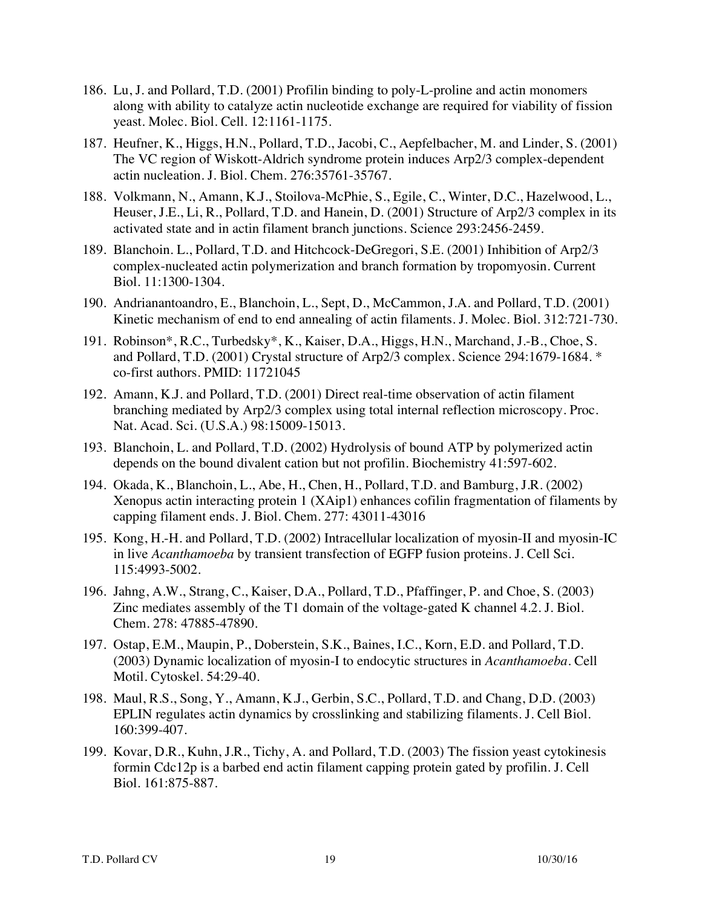186. Lu, J. and Pollard, T.D. (2001) Profilin binding to poly-L-proline and actin monomers along with ability to catalyze actin nucleotide exchange are required for viability of fission yeast. Molec. Biol. Cell. 12:1161-1175.

187. Heufner, K., Higgs, H.N., Pollard, T.D., Jacobi, C., Aepfelbacher, M. and Linder, S. (2001) The VC region of Wiskott-Aldrich syndrome protein induces Arp2/3 complex-dependent actin nucleation. J. Biol. Chem. 276:35761-35767.

188. Volkmann, N., Amann, K.J., Stoilova-McPhie, S., Egile, C., Winter, D.C., Hazelwood, L., Heuser, J.E., Li, R., Pollard, T.D. and Hanein, D. (2001) Structure of Arp2/3 complex in its activated state and in actin filament branch junctions. Science 293:2456-2459.

189. Blanchoin. L., Pollard, T.D. and Hitchcock-DeGregori, S.E. (2001) Inhibition of Arp2/3 complex-nucleated actin polymerization and branch formation by tropomyosin. Current Biol. 11:1300-1304.

190. Andrianantoandro, E., Blanchoin, L., Sept, D., McCammon, J.A. and Pollard, T.D. (2001) Kinetic mechanism of end to end annealing of actin filaments. J. Molec. Biol. 312:721-730.

191. Robinson*, R.C., Turbedsky*, K., Kaiser, D.A., Higgs, H.N., Marchand, J.-B., Choe, S. and Pollard, T.D. (2001) Crystal structure of Arp2/3 complex. Science 294:1679-1684. * co-first authors. PMID: 11721045

192. Amann, K.J. and Pollard, T.D. (2001) Direct real-time observation of actin filament branching mediated by Arp2/3 complex using total internal reflection microscopy. Proc. Nat. Acad. Sci. (U.S.A.) 98:15009-15013.

193. Blanchoin, L. and Pollard, T.D. (2002) Hydrolysis of bound ATP by polymerized actin depends on the bound divalent cation but not profilin. Biochemistry 41:597-602.

194. Okada, K., Blanchoin, L., Abe, H., Chen, H., Pollard, T.D. and Bamburg, J.R. (2002) Xenopus actin interacting protein 1 (XAip1) enhances cofilin fragmentation of filaments by capping filament ends. J. Biol. Chem. 277: 43011-43016

195. Kong, H.-H. and Pollard, T.D. (2002) Intracellular localization of myosin-II and myosin-IC in live *Acanthamoeba* by transient transfection of EGFP fusion proteins. J. Cell Sci. 115:4993-5002.

196. Jahng, A.W., Strang, C., Kaiser, D.A., Pollard, T.D., Pfaffinger, P. and Choe, S. (2003) Zinc mediates assembly of the T1 domain of the voltage-gated K channel 4.2. J. Biol. Chem. 278: 47885-47890.

197. Ostap, E.M., Maupin, P., Doberstein, S.K., Baines, I.C., Korn, E.D. and Pollard, T.D. (2003) Dynamic localization of myosin-I to endocytic structures in *Acanthamoeba*. Cell Motil. Cytoskel. 54:29-40.

198. Maul, R.S., Song, Y., Amann, K.J., Gerbin, S.C., Pollard, T.D. and Chang, D.D. (2003) EPLIN regulates actin dynamics by crosslinking and stabilizing filaments. J. Cell Biol. 160:399-407.

199. Kovar, D.R., Kuhn, J.R., Tichy, A. and Pollard, T.D. (2003) The fission yeast cytokinesis formin Cdc12p is a barbed end actin filament capping protein gated by profilin. J. Cell Biol. 161:875-887.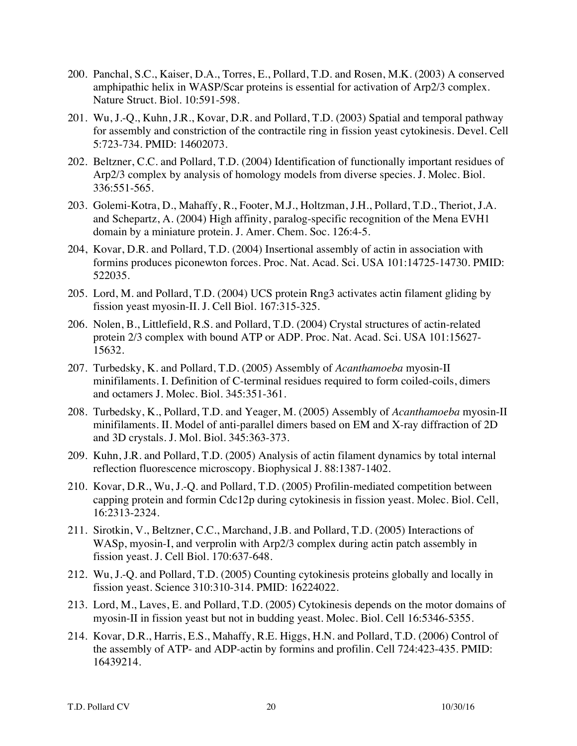200. Panchal, S.C., Kaiser, D.A., Torres, E., Pollard, T.D. and Rosen, M.K. (2003) A conserved amphipathic helix in WASP/Scar proteins is essential for activation of Arp2/3 complex. Nature Struct. Biol. 10:591-598.

201. Wu, J.-Q., Kuhn, J.R., Kovar, D.R. and Pollard, T.D. (2003) Spatial and temporal pathway for assembly and constriction of the contractile ring in fission yeast cytokinesis. Devel. Cell 5:723-734. PMID: 14602073.

202. Beltzner, C.C. and Pollard, T.D. (2004) Identification of functionally important residues of Arp2/3 complex by analysis of homology models from diverse species. J. Molec. Biol. 336:551-565.

203. Golemi-Kotra, D., Mahaffy, R., Footer, M.J., Holtzman, J.H., Pollard, T.D., Theriot, J.A. and Schepartz, A. (2004) High affinity, paralog-specific recognition of the Mena EVH1 domain by a miniature protein. J. Amer. Chem. Soc. 126:4-5.

204, Kovar, D.R. and Pollard, T.D. (2004) Insertional assembly of actin in association with formins produces piconewton forces. Proc. Nat. Acad. Sci. USA 101:14725-14730. PMID: 522035.

205. Lord, M. and Pollard, T.D. (2004) UCS protein Rng3 activates actin filament gliding by fission yeast myosin-II. J. Cell Biol. 167:315-325.

206. Nolen, B., Littlefield, R.S. and Pollard, T.D. (2004) Crystal structures of actin-related protein 2/3 complex with bound ATP or ADP. Proc. Nat. Acad. Sci. USA 101:15627-15632.

207. Turbedsky, K. and Pollard, T.D. (2005) Assembly of *Acanthamoeba* myosin-II minifilaments. I. Definition of C-terminal residues required to form coiled-coils, dimers and octamers J. Molec. Biol. 345:351-361.

208. Turbedsky, K., Pollard, T.D. and Yeager, M. (2005) Assembly of *Acanthamoeba* myosin-II minifilaments. II. Model of anti-parallel dimers based on EM and X-ray diffraction of 2D and 3D crystals. J. Mol. Biol. 345:363-373.

209. Kuhn, J.R. and Pollard, T.D. (2005) Analysis of actin filament dynamics by total internal reflection fluorescence microscopy. Biophysical J. 88:1387-1402.

210. Kovar, D.R., Wu, J.-Q. and Pollard, T.D. (2005) Profilin-mediated competition between capping protein and formin Cdc12p during cytokinesis in fission yeast. Molec. Biol. Cell, 16:2313-2324.

211. Sirotkin, V., Beltzner, C.C., Marchand, J.B. and Pollard, T.D. (2005) Interactions of WASp, myosin-I, and verprolin with Arp2/3 complex during actin patch assembly in fission yeast. J. Cell Biol. 170:637-648.

212. Wu, J.-Q. and Pollard, T.D. (2005) Counting cytokinesis proteins globally and locally in fission yeast. Science 310:310-314. PMID: 16224022.

213. Lord, M., Laves, E. and Pollard, T.D. (2005) Cytokinesis depends on the motor domains of myosin-II in fission yeast but not in budding yeast. Molec. Biol. Cell 16:5346-5355.

214. Kovar, D.R., Harris, E.S., Mahaffy, R.E. Higgs, H.N. and Pollard, T.D. (2006) Control of the assembly of ATP- and ADP-actin by formins and profilin. Cell 724:423-435. PMID: 16439214.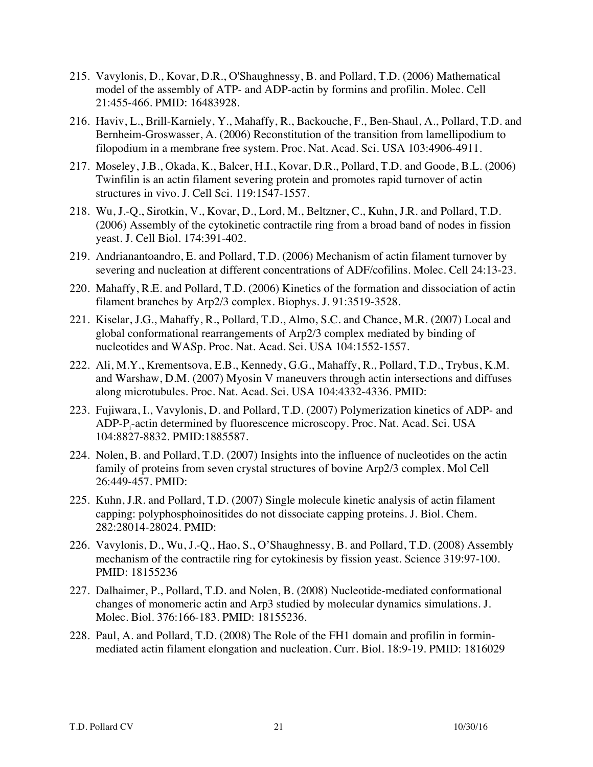215. Vavylonis, D., Kovar, D.R., O'Shaughnessy, B. and Pollard, T.D. (2006) Mathematical model of the assembly of ATP- and ADP-actin by formins and profilin. Molec. Cell 21:455-466. PMID: 16483928.

216. Haviv, L., Brill-Karniely, Y., Mahaffy, R., Backouche, F., Ben-Shaul, A., Pollard, T.D. and Bernheim-Groswasser, A. (2006) Reconstitution of the transition from lamellipodium to filopodium in a membrane free system. Proc. Nat. Acad. Sci. USA 103:4906-4911.

217. Moseley, J.B., Okada, K., Balcer, H.I., Kovar, D.R., Pollard, T.D. and Goode, B.L. (2006) Twinfilin is an actin filament severing protein and promotes rapid turnover of actin structures in vivo. J. Cell Sci. 119:1547-1557.

218. Wu, J.-Q., Sirotkin, V., Kovar, D., Lord, M., Beltzner, C., Kuhn, J.R. and Pollard, T.D. (2006) Assembly of the cytokinetic contractile ring from a broad band of nodes in fission yeast. J. Cell Biol. 174:391-402.

219. Andrianantoandro, E. and Pollard, T.D. (2006) Mechanism of actin filament turnover by severing and nucleation at different concentrations of ADF/cofilins. Molec. Cell 24:13-23.

220. Mahaffy, R.E. and Pollard, T.D. (2006) Kinetics of the formation and dissociation of actin filament branches by Arp2/3 complex. Biophys. J. 91:3519-3528.

221. Kiselar, J.G., Mahaffy, R., Pollard, T.D., Almo, S.C. and Chance, M.R. (2007) Local and global conformational rearrangements of Arp2/3 complex mediated by binding of nucleotides and WASp. Proc. Nat. Acad. Sci. USA 104:1552-1557.

222. Ali, M.Y., Krementsova, E.B., Kennedy, G.G., Mahaffy, R., Pollard, T.D., Trybus, K.M. and Warshaw, D.M. (2007) Myosin V maneuvers through actin intersections and diffuses along microtubules. Proc. Nat. Acad. Sci. USA 104:4332-4336. PMID:

223. Fujiwara, I., Vavylonis, D. and Pollard, T.D. (2007) Polymerization kinetics of ADP- and ADP-$P_i$-actin determined by fluorescence microscopy. Proc. Nat. Acad. Sci. USA 104:8827-8832. PMID:1885587.

224. Nolen, B. and Pollard, T.D. (2007) Insights into the influence of nucleotides on the actin family of proteins from seven crystal structures of bovine Arp2/3 complex. Mol Cell 26:449-457. PMID:

225. Kuhn, J.R. and Pollard, T.D. (2007) Single molecule kinetic analysis of actin filament capping: polyphosphoinositides do not dissociate capping proteins. J. Biol. Chem. 282:28014-28024. PMID:

226. Vavylonis, D., Wu, J.-Q., Hao, S., O'Shaughnessy, B. and Pollard, T.D. (2008) Assembly mechanism of the contractile ring for cytokinesis by fission yeast. Science 319:97-100. PMID: 18155236

227. Dalhaimer, P., Pollard, T.D. and Nolen, B. (2008) Nucleotide-mediated conformational changes of monomeric actin and Arp3 studied by molecular dynamics simulations. J. Molec. Biol. 376:166-183. PMID: 18155236.

228. Paul, A. and Pollard, T.D. (2008) The Role of the FH1 domain and profilin in formin-mediated actin filament elongation and nucleation. Curr. Biol. 18:9-19. PMID: 1816029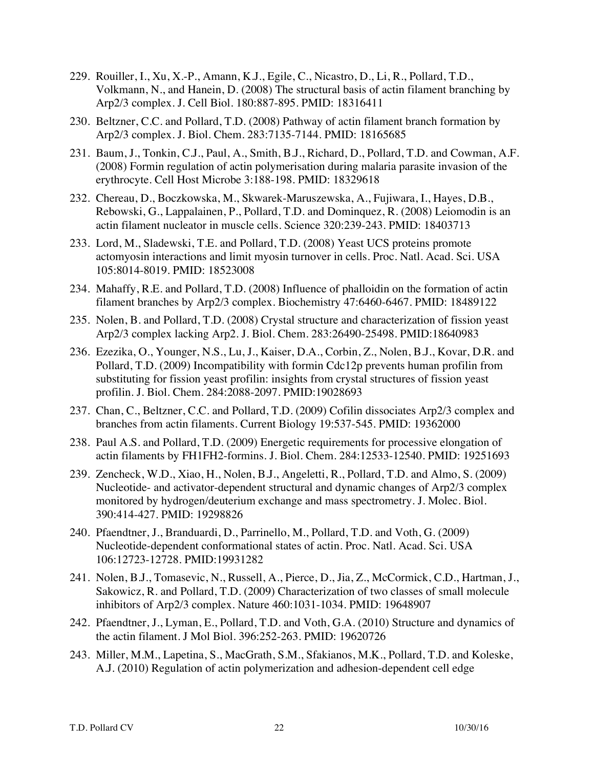229. Rouiller, I., Xu, X.-P., Amann, K.J., Egile, C., Nicastro, D., Li, R., Pollard, T.D., Volkmann, N., and Hanein, D. (2008) The structural basis of actin filament branching by Arp2/3 complex. J. Cell Biol. 180:887-895. PMID: 18316411

230. Beltzner, C.C. and Pollard, T.D. (2008) Pathway of actin filament branch formation by Arp2/3 complex. J. Biol. Chem. 283:7135-7144. PMID: 18165685

231. Baum, J., Tonkin, C.J., Paul, A., Smith, B.J., Richard, D., Pollard, T.D. and Cowman, A.F. (2008) Formin regulation of actin polymerisation during malaria parasite invasion of the erythrocyte. Cell Host Microbe 3:188-198. PMID: 18329618

232. Chereau, D., Boczkowska, M., Skwarek-Maruszewska, A., Fujiwara, I., Hayes, D.B., Rebowski, G., Lappalainen, P., Pollard, T.D. and Dominquez, R. (2008) Leiomodin is an actin filament nucleator in muscle cells. Science 320:239-243. PMID: 18403713

233. Lord, M., Sladewski, T.E. and Pollard, T.D. (2008) Yeast UCS proteins promote actomyosin interactions and limit myosin turnover in cells. Proc. Natl. Acad. Sci. USA 105:8014-8019. PMID: 18523008

234. Mahaffy, R.E. and Pollard, T.D. (2008) Influence of phalloidin on the formation of actin filament branches by Arp2/3 complex. Biochemistry 47:6460-6467. PMID: 18489122

235. Nolen, B. and Pollard, T.D. (2008) Crystal structure and characterization of fission yeast Arp2/3 complex lacking Arp2. J. Biol. Chem. 283:26490-25498. PMID:18640983

236. Ezezika, O., Younger, N.S., Lu, J., Kaiser, D.A., Corbin, Z., Nolen, B.J., Kovar, D.R. and Pollard, T.D. (2009) Incompatibility with formin Cdc12p prevents human profilin from substituting for fission yeast profilin: insights from crystal structures of fission yeast profilin. J. Biol. Chem. 284:2088-2097. PMID:19028693

237. Chan, C., Beltzner, C.C. and Pollard, T.D. (2009) Cofilin dissociates Arp2/3 complex and branches from actin filaments. Current Biology 19:537-545. PMID: 19362000

238. Paul A.S. and Pollard, T.D. (2009) Energetic requirements for processive elongation of actin filaments by FH1FH2-formins. J. Biol. Chem. 284:12533-12540. PMID: 19251693

239. Zencheck, W.D., Xiao, H., Nolen, B.J., Angeletti, R., Pollard, T.D. and Almo, S. (2009) Nucleotide- and activator-dependent structural and dynamic changes of Arp2/3 complex monitored by hydrogen/deuterium exchange and mass spectrometry. J. Molec. Biol. 390:414-427. PMID: 19298826

240. Pfaendtner, J., Branduardi, D., Parrinello, M., Pollard, T.D. and Voth, G. (2009) Nucleotide-dependent conformational states of actin. Proc. Natl. Acad. Sci. USA 106:12723-12728. PMID:19931282

241. Nolen, B.J., Tomasevic, N., Russell, A., Pierce, D., Jia, Z., McCormick, C.D., Hartman, J., Sakowicz, R. and Pollard, T.D. (2009) Characterization of two classes of small molecule inhibitors of Arp2/3 complex. Nature 460:1031-1034. PMID: 19648907

242. Pfaendtner, J., Lyman, E., Pollard, T.D. and Voth, G.A. (2010) Structure and dynamics of the actin filament. J Mol Biol. 396:252-263. PMID: 19620726

243. Miller, M.M., Lapetina, S., MacGrath, S.M., Sfakianos, M.K., Pollard, T.D. and Koleske, A.J. (2010) Regulation of actin polymerization and adhesion-dependent cell edge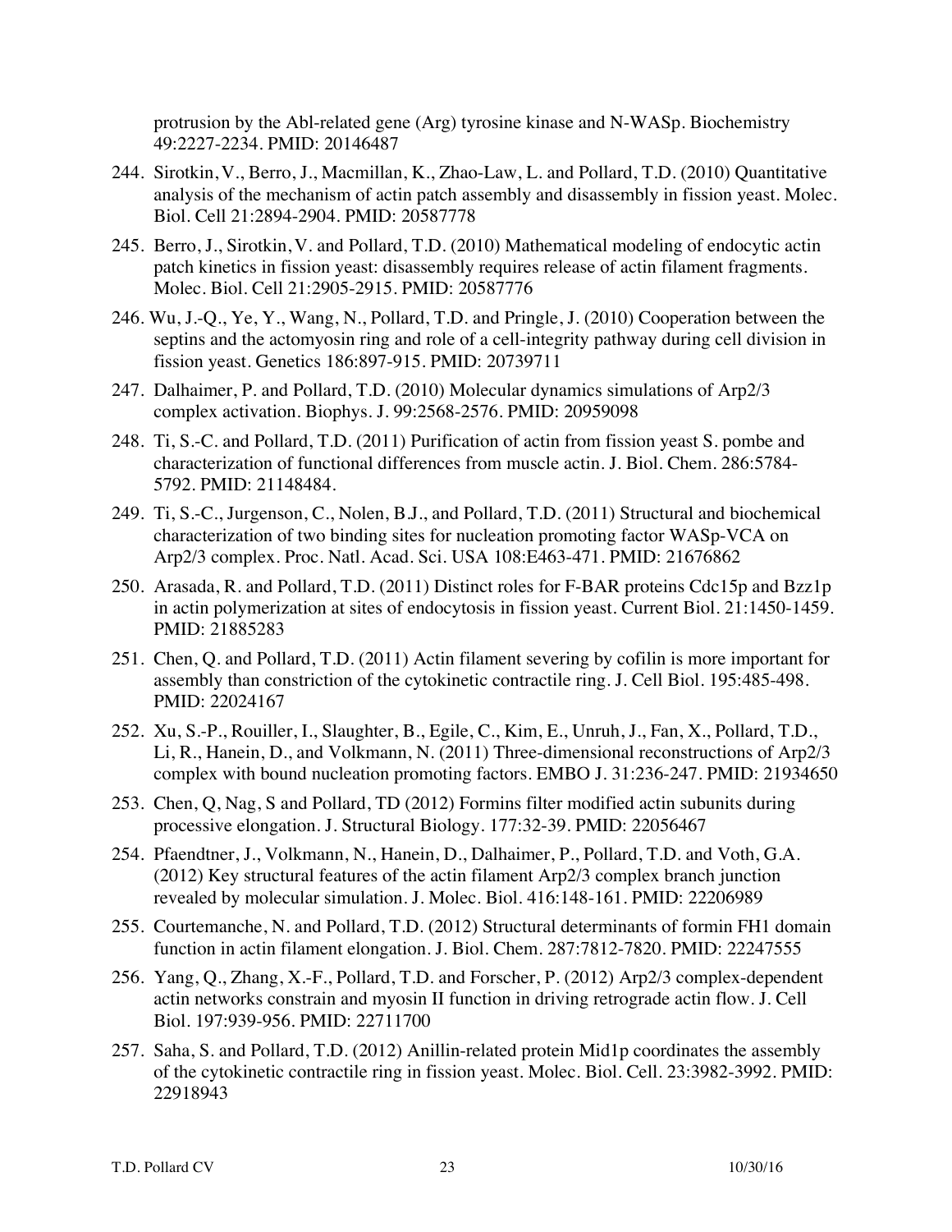protrusion by the Abl-related gene (Arg) tyrosine kinase and N-WASp. Biochemistry 49:2227-2234. PMID: 20146487

244. Sirotkin, V., Berro, J., Macmillan, K., Zhao-Law, L. and Pollard, T.D. (2010) Quantitative analysis of the mechanism of actin patch assembly and disassembly in fission yeast. Molec. Biol. Cell 21:2894-2904. PMID: 20587778

245. Berro, J., Sirotkin, V. and Pollard, T.D. (2010) Mathematical modeling of endocytic actin patch kinetics in fission yeast: disassembly requires release of actin filament fragments. Molec. Biol. Cell 21:2905-2915. PMID: 20587776

246. Wu, J.-Q., Ye, Y., Wang, N., Pollard, T.D. and Pringle, J. (2010) Cooperation between the septins and the actomyosin ring and role of a cell-integrity pathway during cell division in fission yeast. Genetics 186:897-915. PMID: 20739711

247. Dalhaimer, P. and Pollard, T.D. (2010) Molecular dynamics simulations of Arp2/3 complex activation. Biophys. J. 99:2568-2576. PMID: 20959098

248. Ti, S.-C. and Pollard, T.D. (2011) Purification of actin from fission yeast S. pombe and characterization of functional differences from muscle actin. J. Biol. Chem. 286:5784-5792. PMID: 21148484.

249. Ti, S.-C., Jurgenson, C., Nolen, B.J., and Pollard, T.D. (2011) Structural and biochemical characterization of two binding sites for nucleation promoting factor WASp-VCA on Arp2/3 complex. Proc. Natl. Acad. Sci. USA 108:E463-471. PMID: 21676862

250. Arasada, R. and Pollard, T.D. (2011) Distinct roles for F-BAR proteins Cdc15p and Bzz1p in actin polymerization at sites of endocytosis in fission yeast. Current Biol. 21:1450-1459. PMID: 21885283

251. Chen, Q. and Pollard, T.D. (2011) Actin filament severing by cofilin is more important for assembly than constriction of the cytokinetic contractile ring. J. Cell Biol. 195:485-498. PMID: 22024167

252. Xu, S.-P., Rouiller, I., Slaughter, B., Egile, C., Kim, E., Unruh, J., Fan, X., Pollard, T.D., Li, R., Hanein, D., and Volkmann, N. (2011) Three-dimensional reconstructions of Arp2/3 complex with bound nucleation promoting factors. EMBO J. 31:236-247. PMID: 21934650

253. Chen, Q, Nag, S and Pollard, TD (2012) Formins filter modified actin subunits during processive elongation. J. Structural Biology. 177:32-39. PMID: 22056467

254. Pfaendtner, J., Volkmann, N., Hanein, D., Dalhaimer, P., Pollard, T.D. and Voth, G.A. (2012) Key structural features of the actin filament Arp2/3 complex branch junction revealed by molecular simulation. J. Molec. Biol. 416:148-161. PMID: 22206989

255. Courtemanche, N. and Pollard, T.D. (2012) Structural determinants of formin FH1 domain function in actin filament elongation. J. Biol. Chem. 287:7812-7820. PMID: 22247555

256. Yang, Q., Zhang, X.-F., Pollard, T.D. and Forscher, P. (2012) Arp2/3 complex-dependent actin networks constrain and myosin II function in driving retrograde actin flow. J. Cell Biol. 197:939-956. PMID: 22711700

257. Saha, S. and Pollard, T.D. (2012) Anillin-related protein Mid1p coordinates the assembly of the cytokinetic contractile ring in fission yeast. Molec. Biol. Cell. 23:3982-3992. PMID: 22918943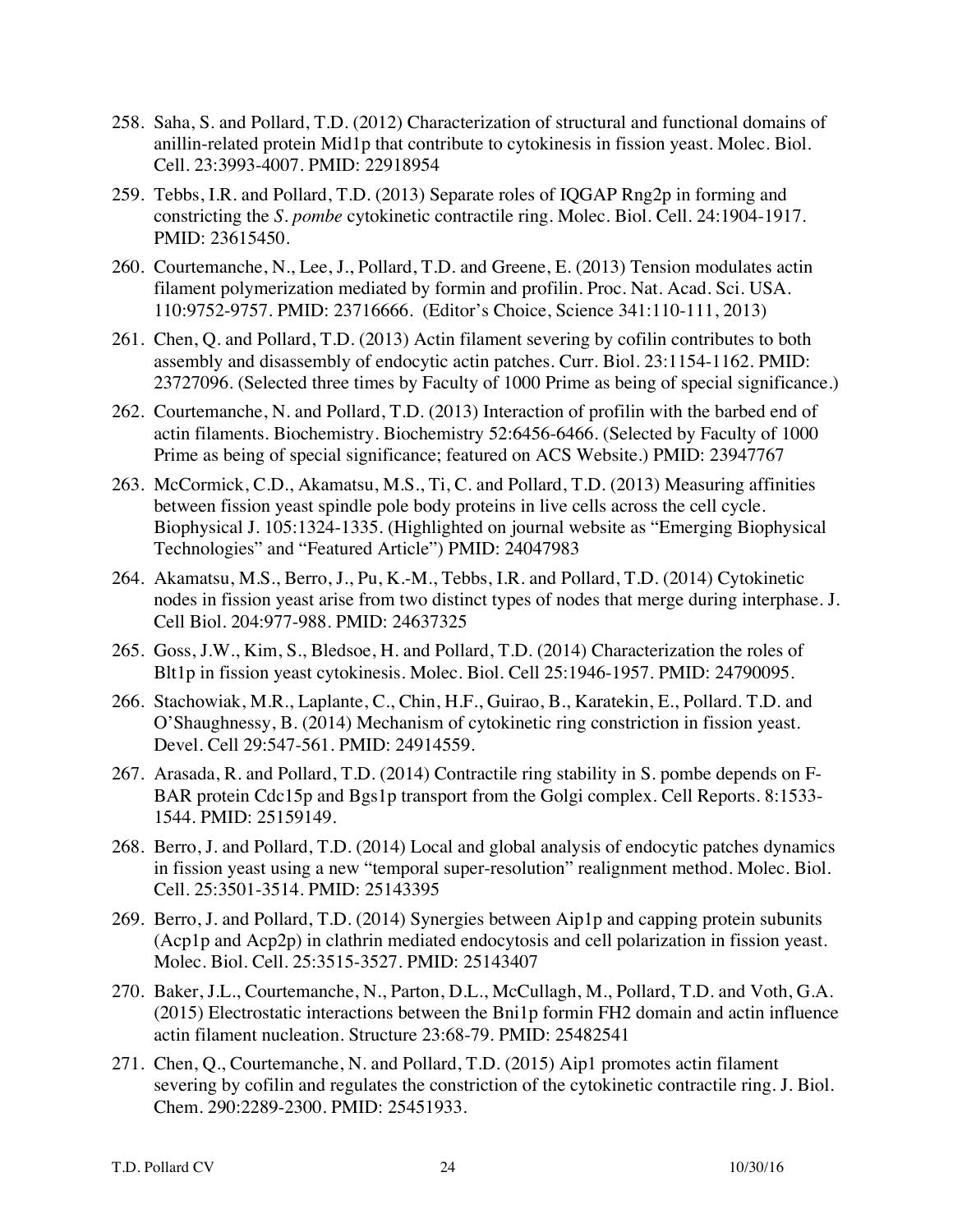258. Saha, S. and Pollard, T.D. (2012) Characterization of structural and functional domains of anillin-related protein Mid1p that contribute to cytokinesis in fission yeast. Molec. Biol. Cell. 23:3993-4007. PMID: 22918954

259. Tebbs, I.R. and Pollard, T.D. (2013) Separate roles of IQGAP Rng2p in forming and constricting the *S. pombe* cytokinetic contractile ring. Molec. Biol. Cell. 24:1904-1917. PMID: 23615450.

260. Courtemanche, N., Lee, J., Pollard, T.D. and Greene, E. (2013) Tension modulates actin filament polymerization mediated by formin and profilin. Proc. Nat. Acad. Sci. USA. 110:9752-9757. PMID: 23716666. (Editor's Choice, Science 341:110-111, 2013)

261. Chen, Q. and Pollard, T.D. (2013) Actin filament severing by cofilin contributes to both assembly and disassembly of endocytic actin patches. Curr. Biol. 23:1154-1162. PMID: 23727096. (Selected three times by Faculty of 1000 Prime as being of special significance.)

262. Courtemanche, N. and Pollard, T.D. (2013) Interaction of profilin with the barbed end of actin filaments. Biochemistry. Biochemistry 52:6456-6466. (Selected by Faculty of 1000 Prime as being of special significance; featured on ACS Website.) PMID: 23947767

263. McCormick, C.D., Akamatsu, M.S., Ti, C. and Pollard, T.D. (2013) Measuring affinities between fission yeast spindle pole body proteins in live cells across the cell cycle. Biophysical J. 105:1324-1335. (Highlighted on journal website as "Emerging Biophysical Technologies" and "Featured Article") PMID: 24047983

264. Akamatsu, M.S., Berro, J., Pu, K.-M., Tebbs, I.R. and Pollard, T.D. (2014) Cytokinetic nodes in fission yeast arise from two distinct types of nodes that merge during interphase. J. Cell Biol. 204:977-988. PMID: 24637325

265. Goss, J.W., Kim, S., Bledsoe, H. and Pollard, T.D. (2014) Characterization the roles of Blt1p in fission yeast cytokinesis. Molec. Biol. Cell 25:1946-1957. PMID: 24790095.

266. Stachowiak, M.R., Laplante, C., Chin, H.F., Guirao, B., Karatekin, E., Pollard. T.D. and O'Shaughnessy, B. (2014) Mechanism of cytokinetic ring constriction in fission yeast. Devel. Cell 29:547-561. PMID: 24914559.

267. Arasada, R. and Pollard, T.D. (2014) Contractile ring stability in S. pombe depends on F-BAR protein Cdc15p and Bgs1p transport from the Golgi complex. Cell Reports. 8:1533-1544. PMID: 25159149.

268. Berro, J. and Pollard, T.D. (2014) Local and global analysis of endocytic patches dynamics in fission yeast using a new "temporal super-resolution" realignment method. Molec. Biol. Cell. 25:3501-3514. PMID: 25143395

269. Berro, J. and Pollard, T.D. (2014) Synergies between Aip1p and capping protein subunits (Acp1p and Acp2p) in clathrin mediated endocytosis and cell polarization in fission yeast. Molec. Biol. Cell. 25:3515-3527. PMID: 25143407

270. Baker, J.L., Courtemanche, N., Parton, D.L., McCullagh, M., Pollard, T.D. and Voth, G.A. (2015) Electrostatic interactions between the Bni1p formin FH2 domain and actin influence actin filament nucleation. Structure 23:68-79. PMID: 25482541

271. Chen, Q., Courtemanche, N. and Pollard, T.D. (2015) Aip1 promotes actin filament severing by cofilin and regulates the constriction of the cytokinetic contractile ring. J. Biol. Chem. 290:2289-2300. PMID: 25451933.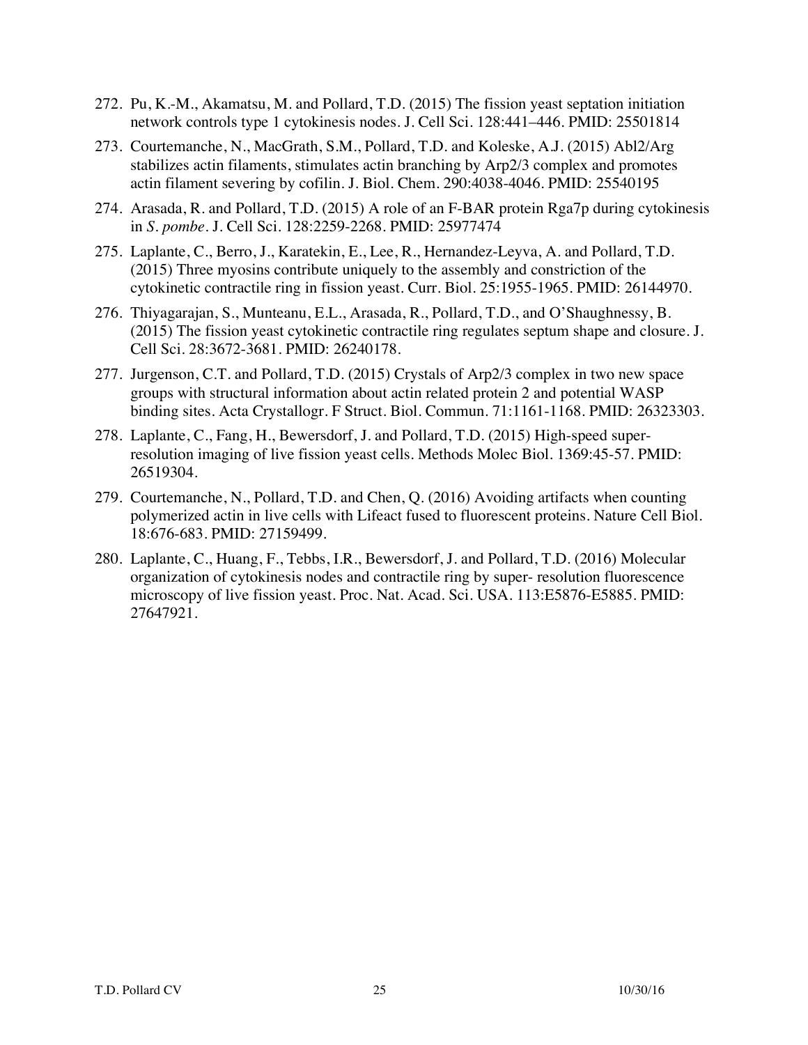272. Pu, K.-M., Akamatsu, M. and Pollard, T.D. (2015) The fission yeast septation initiation network controls type 1 cytokinesis nodes. J. Cell Sci. 128:441–446. PMID: 25501814

273. Courtemanche, N., MacGrath, S.M., Pollard, T.D. and Koleske, A.J. (2015) Abl2/Arg stabilizes actin filaments, stimulates actin branching by Arp2/3 complex and promotes actin filament severing by cofilin. J. Biol. Chem. 290:4038-4046. PMID: 25540195

274. Arasada, R. and Pollard, T.D. (2015) A role of an F-BAR protein Rga7p during cytokinesis in *S. pombe*. J. Cell Sci. 128:2259-2268. PMID: 25977474

275. Laplante, C., Berro, J., Karatekin, E., Lee, R., Hernandez-Leyva, A. and Pollard, T.D. (2015) Three myosins contribute uniquely to the assembly and constriction of the cytokinetic contractile ring in fission yeast. Curr. Biol. 25:1955-1965. PMID: 26144970.

276. Thiyagarajan, S., Munteanu, E.L., Arasada, R., Pollard, T.D., and O'Shaughnessy, B. (2015) The fission yeast cytokinetic contractile ring regulates septum shape and closure. J. Cell Sci. 28:3672-3681. PMID: 26240178.

277. Jurgenson, C.T. and Pollard, T.D. (2015) Crystals of Arp2/3 complex in two new space groups with structural information about actin related protein 2 and potential WASP binding sites. Acta Crystallogr. F Struct. Biol. Commun. 71:1161-1168. PMID: 26323303.

278. Laplante, C., Fang, H., Bewersdorf, J. and Pollard, T.D. (2015) High-speed super-resolution imaging of live fission yeast cells. Methods Molec Biol. 1369:45-57. PMID: 26519304.

279. Courtemanche, N., Pollard, T.D. and Chen, Q. (2016) Avoiding artifacts when counting polymerized actin in live cells with Lifeact fused to fluorescent proteins. Nature Cell Biol. 18:676-683. PMID: 27159499.

280. Laplante, C., Huang, F., Tebbs, I.R., Bewersdorf, J. and Pollard, T.D. (2016) Molecular organization of cytokinesis nodes and contractile ring by super- resolution fluorescence microscopy of live fission yeast. Proc. Nat. Acad. Sci. USA. 113:E5876-E5885. PMID: 27647921.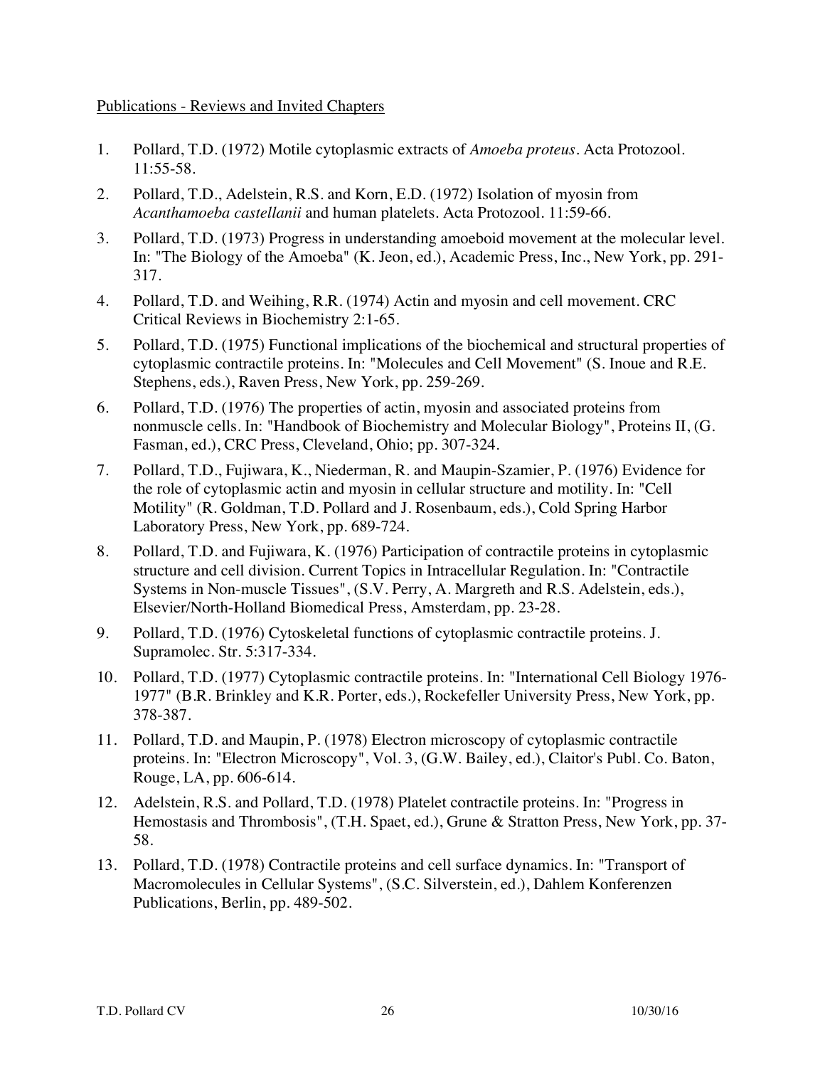Publications - Reviews and Invited Chapters

1. Pollard, T.D. (1972) Motile cytoplasmic extracts of *Amoeba proteus*. Acta Protozool. 11:55-58.
2. Pollard, T.D., Adelstein, R.S. and Korn, E.D. (1972) Isolation of myosin from *Acanthamoeba castellanii* and human platelets. Acta Protozool. 11:59-66.
3. Pollard, T.D. (1973) Progress in understanding amoeboid movement at the molecular level. In: "The Biology of the Amoeba" (K. Jeon, ed.), Academic Press, Inc., New York, pp. 291-317.
4. Pollard, T.D. and Weihing, R.R. (1974) Actin and myosin and cell movement. CRC Critical Reviews in Biochemistry 2:1-65.
5. Pollard, T.D. (1975) Functional implications of the biochemical and structural properties of cytoplasmic contractile proteins. In: "Molecules and Cell Movement" (S. Inoue and R.E. Stephens, eds.), Raven Press, New York, pp. 259-269.
6. Pollard, T.D. (1976) The properties of actin, myosin and associated proteins from nonmuscle cells. In: "Handbook of Biochemistry and Molecular Biology", Proteins II, (G. Fasman, ed.), CRC Press, Cleveland, Ohio; pp. 307-324.
7. Pollard, T.D., Fujiwara, K., Niederman, R. and Maupin-Szamier, P. (1976) Evidence for the role of cytoplasmic actin and myosin in cellular structure and motility. In: "Cell Motility" (R. Goldman, T.D. Pollard and J. Rosenbaum, eds.), Cold Spring Harbor Laboratory Press, New York, pp. 689-724.
8. Pollard, T.D. and Fujiwara, K. (1976) Participation of contractile proteins in cytoplasmic structure and cell division. Current Topics in Intracellular Regulation. In: "Contractile Systems in Non-muscle Tissues", (S.V. Perry, A. Margreth and R.S. Adelstein, eds.), Elsevier/North-Holland Biomedical Press, Amsterdam, pp. 23-28.
9. Pollard, T.D. (1976) Cytoskeletal functions of cytoplasmic contractile proteins. J. Supramolec. Str. 5:317-334.
10. Pollard, T.D. (1977) Cytoplasmic contractile proteins. In: "International Cell Biology 1976-1977" (B.R. Brinkley and K.R. Porter, eds.), Rockefeller University Press, New York, pp. 378-387.
11. Pollard, T.D. and Maupin, P. (1978) Electron microscopy of cytoplasmic contractile proteins. In: "Electron Microscopy", Vol. 3, (G.W. Bailey, ed.), Claitor's Publ. Co. Baton, Rouge, LA, pp. 606-614.
12. Adelstein, R.S. and Pollard, T.D. (1978) Platelet contractile proteins. In: "Progress in Hemostasis and Thrombosis", (T.H. Spaet, ed.), Grune & Stratton Press, New York, pp. 37-58.
13. Pollard, T.D. (1978) Contractile proteins and cell surface dynamics. In: "Transport of Macromolecules in Cellular Systems", (S.C. Silverstein, ed.), Dahlem Konferenzen Publications, Berlin, pp. 489-502.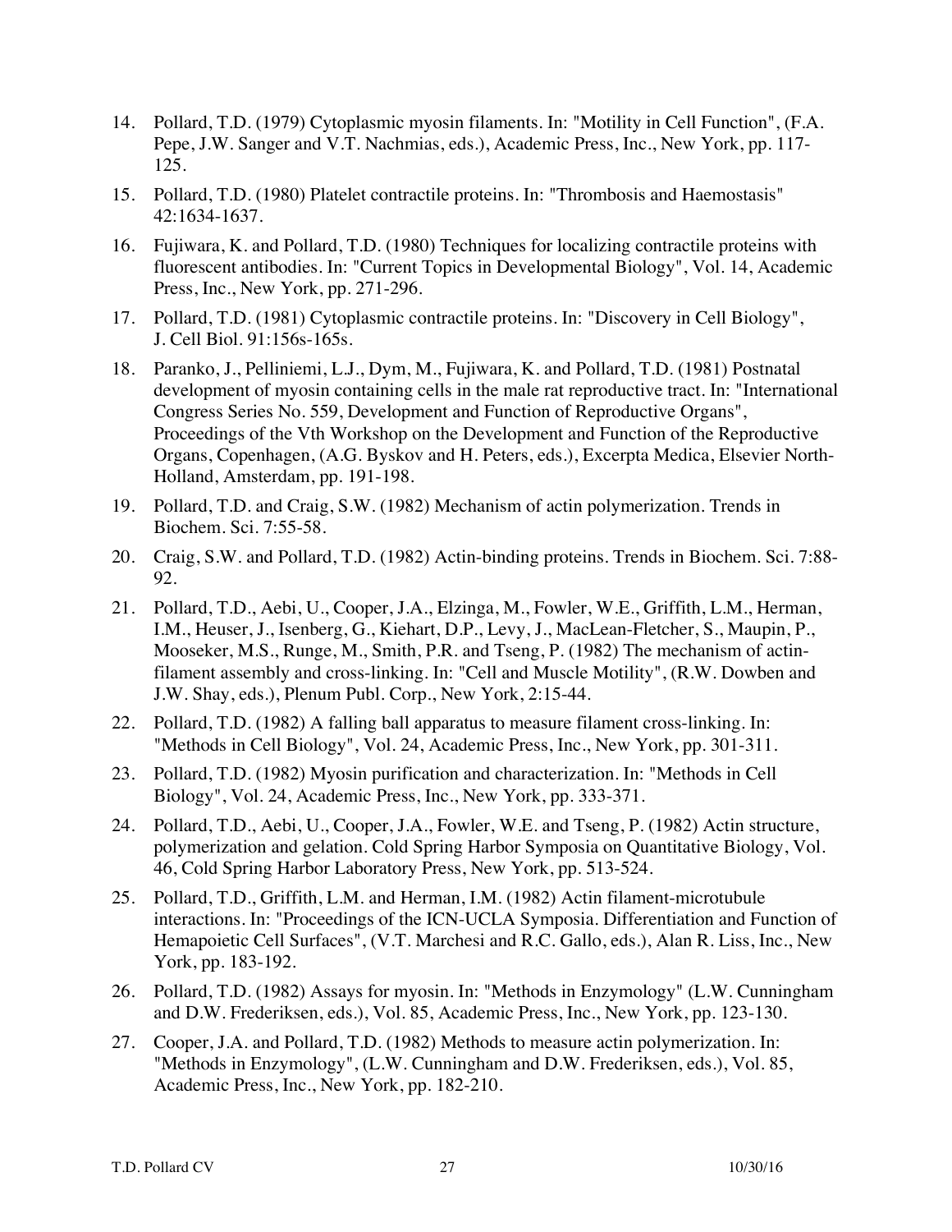14. Pollard, T.D. (1979) Cytoplasmic myosin filaments. In: "Motility in Cell Function", (F.A. Pepe, J.W. Sanger and V.T. Nachmias, eds.), Academic Press, Inc., New York, pp. 117-125.

15. Pollard, T.D. (1980) Platelet contractile proteins. In: "Thrombosis and Haemostasis" 42:1634-1637.

16. Fujiwara, K. and Pollard, T.D. (1980) Techniques for localizing contractile proteins with fluorescent antibodies. In: "Current Topics in Developmental Biology", Vol. 14, Academic Press, Inc., New York, pp. 271-296.

17. Pollard, T.D. (1981) Cytoplasmic contractile proteins. In: "Discovery in Cell Biology", J. Cell Biol. 91:156s-165s.

18. Paranko, J., Pelliniemi, L.J., Dym, M., Fujiwara, K. and Pollard, T.D. (1981) Postnatal development of myosin containing cells in the male rat reproductive tract. In: "International Congress Series No. 559, Development and Function of Reproductive Organs", Proceedings of the Vth Workshop on the Development and Function of the Reproductive Organs, Copenhagen, (A.G. Byskov and H. Peters, eds.), Excerpta Medica, Elsevier North-Holland, Amsterdam, pp. 191-198.

19. Pollard, T.D. and Craig, S.W. (1982) Mechanism of actin polymerization. Trends in Biochem. Sci. 7:55-58.

20. Craig, S.W. and Pollard, T.D. (1982) Actin-binding proteins. Trends in Biochem. Sci. 7:88-92.

21. Pollard, T.D., Aebi, U., Cooper, J.A., Elzinga, M., Fowler, W.E., Griffith, L.M., Herman, I.M., Heuser, J., Isenberg, G., Kiehart, D.P., Levy, J., MacLean-Fletcher, S., Maupin, P., Mooseker, M.S., Runge, M., Smith, P.R. and Tseng, P. (1982) The mechanism of actin-filament assembly and cross-linking. In: "Cell and Muscle Motility", (R.W. Dowben and J.W. Shay, eds.), Plenum Publ. Corp., New York, 2:15-44.

22. Pollard, T.D. (1982) A falling ball apparatus to measure filament cross-linking. In: "Methods in Cell Biology", Vol. 24, Academic Press, Inc., New York, pp. 301-311.

23. Pollard, T.D. (1982) Myosin purification and characterization. In: "Methods in Cell Biology", Vol. 24, Academic Press, Inc., New York, pp. 333-371.

24. Pollard, T.D., Aebi, U., Cooper, J.A., Fowler, W.E. and Tseng, P. (1982) Actin structure, polymerization and gelation. Cold Spring Harbor Symposia on Quantitative Biology, Vol. 46, Cold Spring Harbor Laboratory Press, New York, pp. 513-524.

25. Pollard, T.D., Griffith, L.M. and Herman, I.M. (1982) Actin filament-microtubule interactions. In: "Proceedings of the ICN-UCLA Symposia. Differentiation and Function of Hemapoietic Cell Surfaces", (V.T. Marchesi and R.C. Gallo, eds.), Alan R. Liss, Inc., New York, pp. 183-192.

26. Pollard, T.D. (1982) Assays for myosin. In: "Methods in Enzymology" (L.W. Cunningham and D.W. Frederiksen, eds.), Vol. 85, Academic Press, Inc., New York, pp. 123-130.

27. Cooper, J.A. and Pollard, T.D. (1982) Methods to measure actin polymerization. In: "Methods in Enzymology", (L.W. Cunningham and D.W. Frederiksen, eds.), Vol. 85, Academic Press, Inc., New York, pp. 182-210.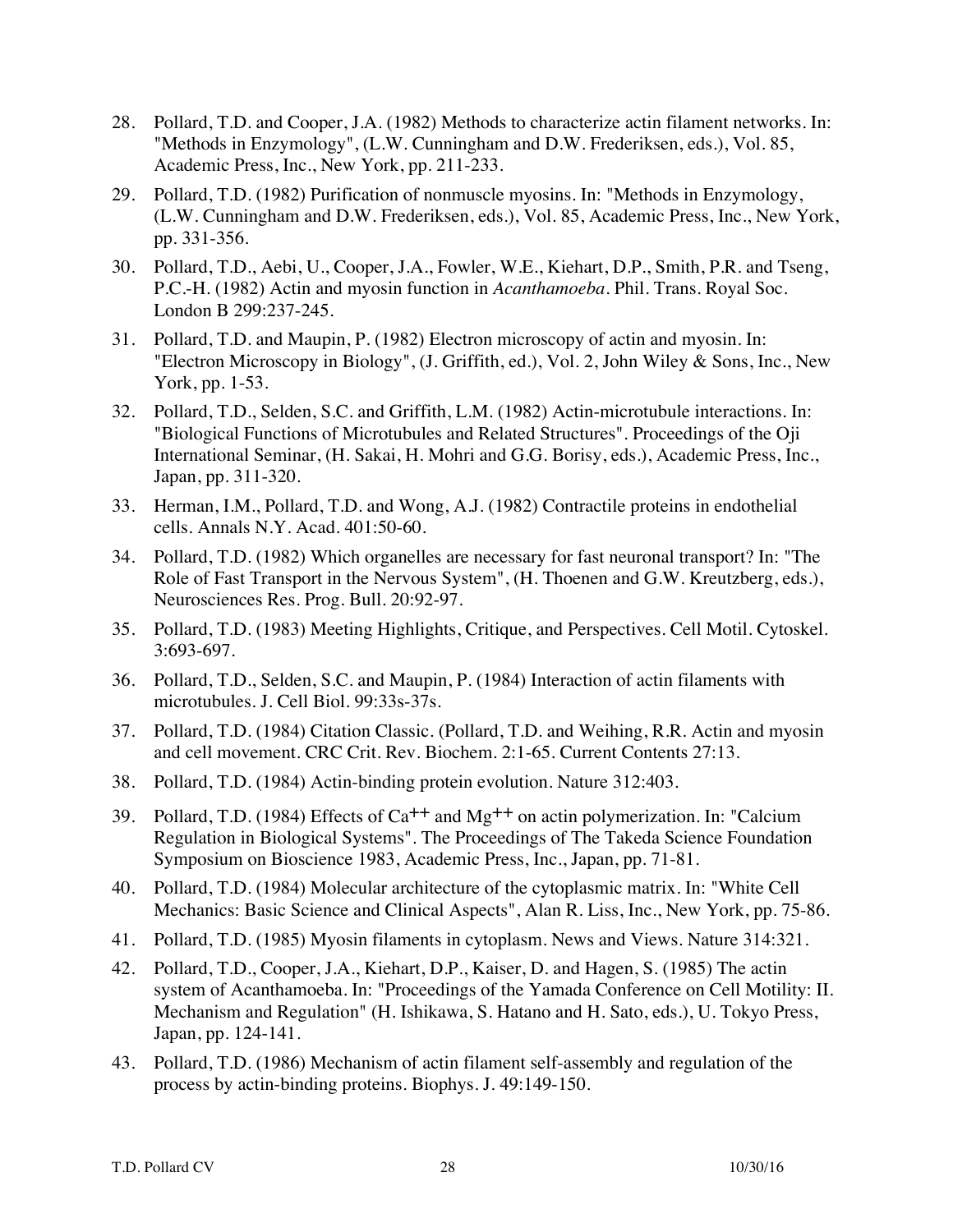28. Pollard, T.D. and Cooper, J.A. (1982) Methods to characterize actin filament networks. In: "Methods in Enzymology", (L.W. Cunningham and D.W. Frederiksen, eds.), Vol. 85, Academic Press, Inc., New York, pp. 211-233.

29. Pollard, T.D. (1982) Purification of nonmuscle myosins. In: "Methods in Enzymology, (L.W. Cunningham and D.W. Frederiksen, eds.), Vol. 85, Academic Press, Inc., New York, pp. 331-356.

30. Pollard, T.D., Aebi, U., Cooper, J.A., Fowler, W.E., Kiehart, D.P., Smith, P.R. and Tseng, P.C.-H. (1982) Actin and myosin function in *Acanthamoeba*. Phil. Trans. Royal Soc. London B 299:237-245.

31. Pollard, T.D. and Maupin, P. (1982) Electron microscopy of actin and myosin. In: "Electron Microscopy in Biology", (J. Griffith, ed.), Vol. 2, John Wiley & Sons, Inc., New York, pp. 1-53.

32. Pollard, T.D., Selden, S.C. and Griffith, L.M. (1982) Actin-microtubule interactions. In: "Biological Functions of Microtubules and Related Structures". Proceedings of the Oji International Seminar, (H. Sakai, H. Mohri and G.G. Borisy, eds.), Academic Press, Inc., Japan, pp. 311-320.

33. Herman, I.M., Pollard, T.D. and Wong, A.J. (1982) Contractile proteins in endothelial cells. Annals N.Y. Acad. 401:50-60.

34. Pollard, T.D. (1982) Which organelles are necessary for fast neuronal transport? In: "The Role of Fast Transport in the Nervous System", (H. Thoenen and G.W. Kreutzberg, eds.), Neurosciences Res. Prog. Bull. 20:92-97.

35. Pollard, T.D. (1983) Meeting Highlights, Critique, and Perspectives. Cell Motil. Cytoskel. 3:693-697.

36. Pollard, T.D., Selden, S.C. and Maupin, P. (1984) Interaction of actin filaments with microtubules. J. Cell Biol. 99:33s-37s.

37. Pollard, T.D. (1984) Citation Classic. (Pollard, T.D. and Weihing, R.R. Actin and myosin and cell movement. CRC Crit. Rev. Biochem. 2:1-65. Current Contents 27:13.

38. Pollard, T.D. (1984) Actin-binding protein evolution. Nature 312:403.

39. Pollard, T.D. (1984) Effects of $Ca^{++}$ and $Mg^{++}$ on actin polymerization. In: "Calcium Regulation in Biological Systems". The Proceedings of The Takeda Science Foundation Symposium on Bioscience 1983, Academic Press, Inc., Japan, pp. 71-81.

40. Pollard, T.D. (1984) Molecular architecture of the cytoplasmic matrix. In: "White Cell Mechanics: Basic Science and Clinical Aspects", Alan R. Liss, Inc., New York, pp. 75-86.

41. Pollard, T.D. (1985) Myosin filaments in cytoplasm. News and Views. Nature 314:321.

42. Pollard, T.D., Cooper, J.A., Kiehart, D.P., Kaiser, D. and Hagen, S. (1985) The actin system of Acanthamoeba. In: "Proceedings of the Yamada Conference on Cell Motility: II. Mechanism and Regulation" (H. Ishikawa, S. Hatano and H. Sato, eds.), U. Tokyo Press, Japan, pp. 124-141.

43. Pollard, T.D. (1986) Mechanism of actin filament self-assembly and regulation of the process by actin-binding proteins. Biophys. J. 49:149-150.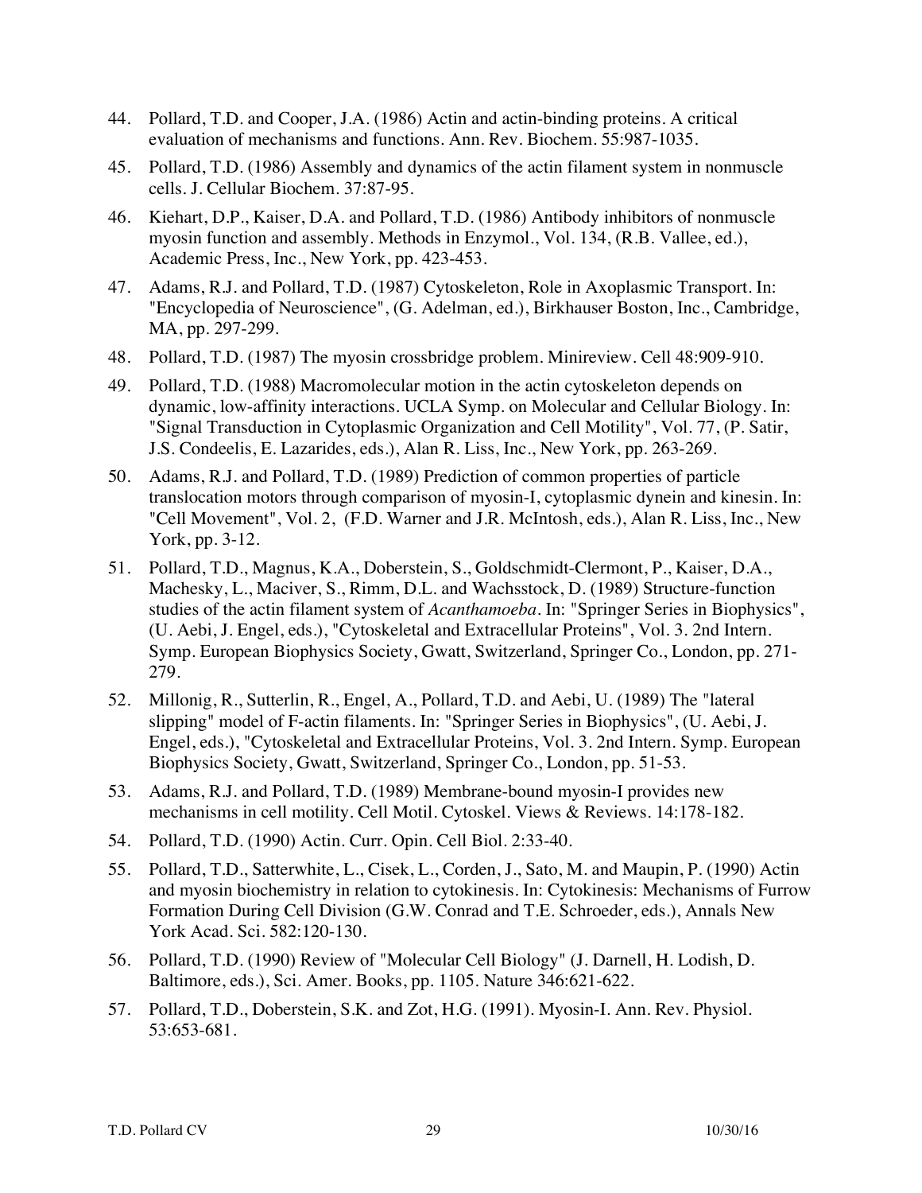44. Pollard, T.D. and Cooper, J.A. (1986) Actin and actin-binding proteins. A critical evaluation of mechanisms and functions. Ann. Rev. Biochem. 55:987-1035.

45. Pollard, T.D. (1986) Assembly and dynamics of the actin filament system in nonmuscle cells. J. Cellular Biochem. 37:87-95.

46. Kiehart, D.P., Kaiser, D.A. and Pollard, T.D. (1986) Antibody inhibitors of nonmuscle myosin function and assembly. Methods in Enzymol., Vol. 134, (R.B. Vallee, ed.), Academic Press, Inc., New York, pp. 423-453.

47. Adams, R.J. and Pollard, T.D. (1987) Cytoskeleton, Role in Axoplasmic Transport. In: "Encyclopedia of Neuroscience", (G. Adelman, ed.), Birkhauser Boston, Inc., Cambridge, MA, pp. 297-299.

48. Pollard, T.D. (1987) The myosin crossbridge problem. Minireview. Cell 48:909-910.

49. Pollard, T.D. (1988) Macromolecular motion in the actin cytoskeleton depends on dynamic, low-affinity interactions. UCLA Symp. on Molecular and Cellular Biology. In: "Signal Transduction in Cytoplasmic Organization and Cell Motility", Vol. 77, (P. Satir, J.S. Condeelis, E. Lazarides, eds.), Alan R. Liss, Inc., New York, pp. 263-269.

50. Adams, R.J. and Pollard, T.D. (1989) Prediction of common properties of particle translocation motors through comparison of myosin-I, cytoplasmic dynein and kinesin. In: "Cell Movement", Vol. 2, (F.D. Warner and J.R. McIntosh, eds.), Alan R. Liss, Inc., New York, pp. 3-12.

51. Pollard, T.D., Magnus, K.A., Doberstein, S., Goldschmidt-Clermont, P., Kaiser, D.A., Machesky, L., Maciver, S., Rimm, D.L. and Wachsstock, D. (1989) Structure-function studies of the actin filament system of *Acanthamoeba*. In: "Springer Series in Biophysics", (U. Aebi, J. Engel, eds.), "Cytoskeletal and Extracellular Proteins", Vol. 3. 2nd Intern. Symp. European Biophysics Society, Gwatt, Switzerland, Springer Co., London, pp. 271-279.

52. Millonig, R., Sutterlin, R., Engel, A., Pollard, T.D. and Aebi, U. (1989) The "lateral slipping" model of F-actin filaments. In: "Springer Series in Biophysics", (U. Aebi, J. Engel, eds.), "Cytoskeletal and Extracellular Proteins, Vol. 3. 2nd Intern. Symp. European Biophysics Society, Gwatt, Switzerland, Springer Co., London, pp. 51-53.

53. Adams, R.J. and Pollard, T.D. (1989) Membrane-bound myosin-I provides new mechanisms in cell motility. Cell Motil. Cytoskel. Views & Reviews. 14:178-182.

54. Pollard, T.D. (1990) Actin. Curr. Opin. Cell Biol. 2:33-40.

55. Pollard, T.D., Satterwhite, L., Cisek, L., Corden, J., Sato, M. and Maupin, P. (1990) Actin and myosin biochemistry in relation to cytokinesis. In: Cytokinesis: Mechanisms of Furrow Formation During Cell Division (G.W. Conrad and T.E. Schroeder, eds.), Annals New York Acad. Sci. 582:120-130.

56. Pollard, T.D. (1990) Review of "Molecular Cell Biology" (J. Darnell, H. Lodish, D. Baltimore, eds.), Sci. Amer. Books, pp. 1105. Nature 346:621-622.

57. Pollard, T.D., Doberstein, S.K. and Zot, H.G. (1991). Myosin-I. Ann. Rev. Physiol. 53:653-681.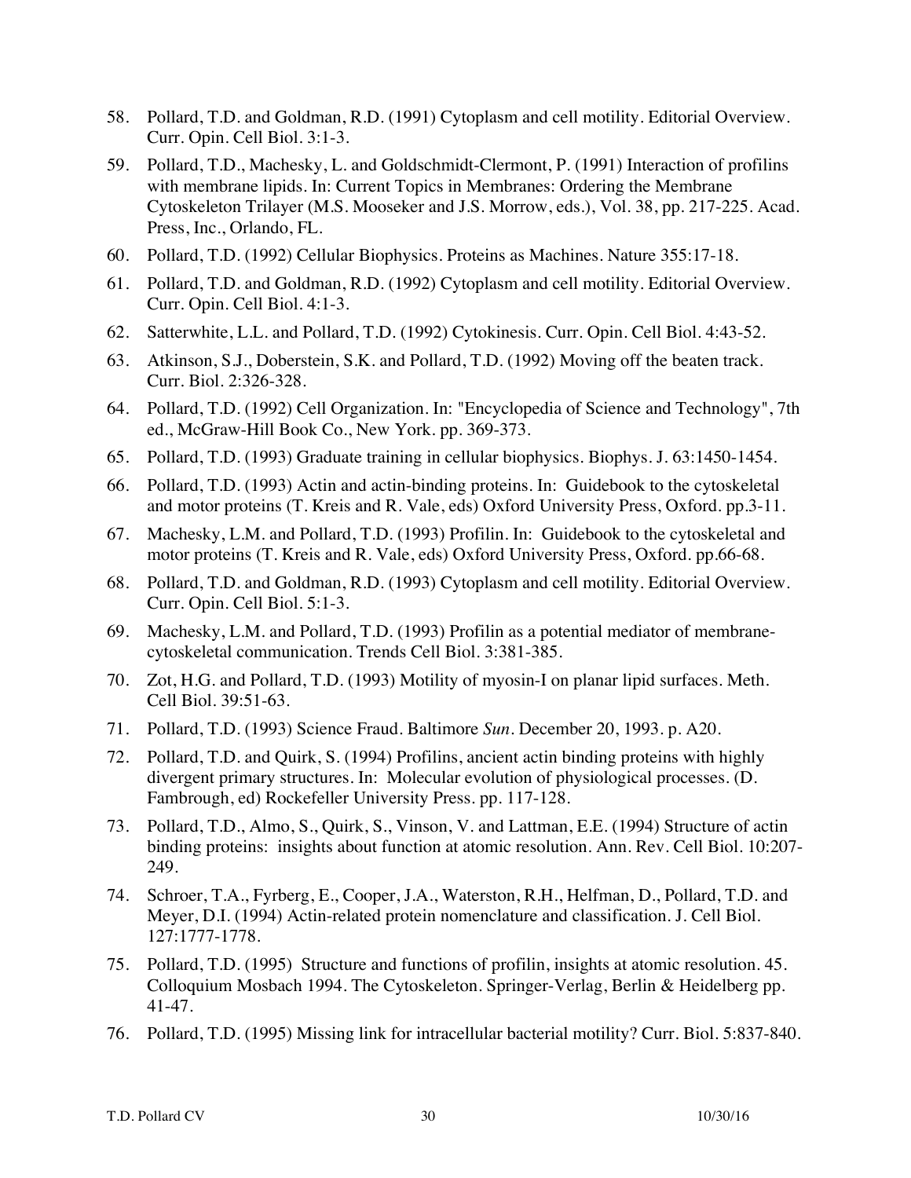58. Pollard, T.D. and Goldman, R.D. (1991) Cytoplasm and cell motility. Editorial Overview. Curr. Opin. Cell Biol. 3:1-3.

59. Pollard, T.D., Machesky, L. and Goldschmidt-Clermont, P. (1991) Interaction of profilins with membrane lipids. In: Current Topics in Membranes: Ordering the Membrane Cytoskeleton Trilayer (M.S. Mooseker and J.S. Morrow, eds.), Vol. 38, pp. 217-225. Acad. Press, Inc., Orlando, FL.

60. Pollard, T.D. (1992) Cellular Biophysics. Proteins as Machines. Nature 355:17-18.

61. Pollard, T.D. and Goldman, R.D. (1992) Cytoplasm and cell motility. Editorial Overview. Curr. Opin. Cell Biol. 4:1-3.

62. Satterwhite, L.L. and Pollard, T.D. (1992) Cytokinesis. Curr. Opin. Cell Biol. 4:43-52.

63. Atkinson, S.J., Doberstein, S.K. and Pollard, T.D. (1992) Moving off the beaten track. Curr. Biol. 2:326-328.

64. Pollard, T.D. (1992) Cell Organization. In: "Encyclopedia of Science and Technology", 7th ed., McGraw-Hill Book Co., New York. pp. 369-373.

65. Pollard, T.D. (1993) Graduate training in cellular biophysics. Biophys. J. 63:1450-1454.

66. Pollard, T.D. (1993) Actin and actin-binding proteins. In: Guidebook to the cytoskeletal and motor proteins (T. Kreis and R. Vale, eds) Oxford University Press, Oxford. pp.3-11.

67. Machesky, L.M. and Pollard, T.D. (1993) Profilin. In: Guidebook to the cytoskeletal and motor proteins (T. Kreis and R. Vale, eds) Oxford University Press, Oxford. pp.66-68.

68. Pollard, T.D. and Goldman, R.D. (1993) Cytoplasm and cell motility. Editorial Overview. Curr. Opin. Cell Biol. 5:1-3.

69. Machesky, L.M. and Pollard, T.D. (1993) Profilin as a potential mediator of membrane-cytoskeletal communication. Trends Cell Biol. 3:381-385.

70. Zot, H.G. and Pollard, T.D. (1993) Motility of myosin-I on planar lipid surfaces. Meth. Cell Biol. 39:51-63.

71. Pollard, T.D. (1993) Science Fraud. Baltimore *Sun*. December 20, 1993. p. A20.

72. Pollard, T.D. and Quirk, S. (1994) Profilins, ancient actin binding proteins with highly divergent primary structures. In: Molecular evolution of physiological processes. (D. Fambrough, ed) Rockefeller University Press. pp. 117-128.

73. Pollard, T.D., Almo, S., Quirk, S., Vinson, V. and Lattman, E.E. (1994) Structure of actin binding proteins: insights about function at atomic resolution. Ann. Rev. Cell Biol. 10:207-249.

74. Schroer, T.A., Fyrberg, E., Cooper, J.A., Waterston, R.H., Helfman, D., Pollard, T.D. and Meyer, D.I. (1994) Actin-related protein nomenclature and classification. J. Cell Biol. 127:1777-1778.

75. Pollard, T.D. (1995) Structure and functions of profilin, insights at atomic resolution. 45. Colloquium Mosbach 1994. The Cytoskeleton. Springer-Verlag, Berlin & Heidelberg pp. 41-47.

76. Pollard, T.D. (1995) Missing link for intracellular bacterial motility? Curr. Biol. 5:837-840.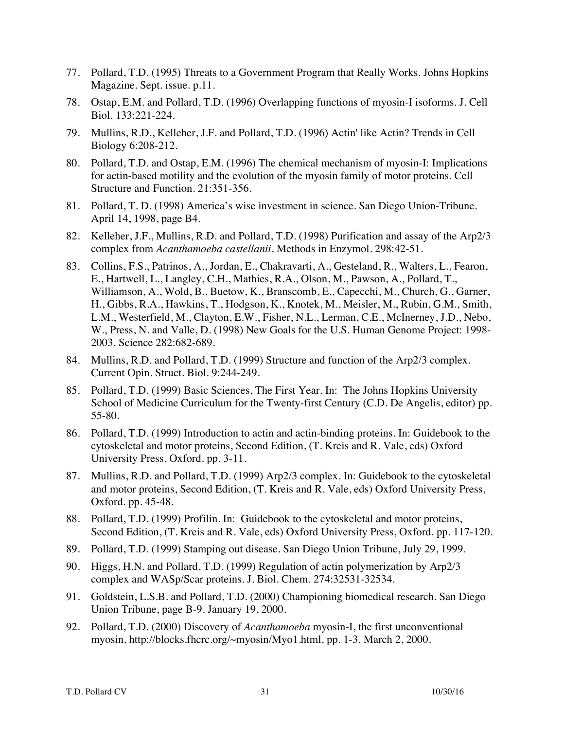77. Pollard, T.D. (1995) Threats to a Government Program that Really Works. Johns Hopkins Magazine. Sept. issue. p.11.

78. Ostap, E.M. and Pollard, T.D. (1996) Overlapping functions of myosin-I isoforms. J. Cell Biol. 133:221-224.

79. Mullins, R.D., Kelleher, J.F. and Pollard, T.D. (1996) Actin' like Actin? Trends in Cell Biology 6:208-212.

80. Pollard, T.D. and Ostap, E.M. (1996) The chemical mechanism of myosin-I: Implications for actin-based motility and the evolution of the myosin family of motor proteins. Cell Structure and Function. 21:351-356.

81. Pollard, T. D. (1998) America's wise investment in science. San Diego Union-Tribune. April 14, 1998, page B4.

82. Kelleher, J.F., Mullins, R.D. and Pollard, T.D. (1998) Purification and assay of the Arp2/3 complex from *Acanthamoeba castellanii*. Methods in Enzymol. 298:42-51.

83. Collins, F.S., Patrinos, A., Jordan, E., Chakravarti, A., Gesteland, R., Walters, L., Fearon, E., Hartwell, L., Langley, C.H., Mathies, R.A., Olson, M., Pawson, A., Pollard, T., Williamson, A., Wold, B., Buetow, K., Branscomb, E., Capecchi, M., Church, G., Garner, H., Gibbs, R.A., Hawkins, T., Hodgson, K., Knotek, M., Meisler, M., Rubin, G.M., Smith, L.M., Westerfield, M., Clayton, E.W., Fisher, N.L., Lerman, C.E., McInerney, J.D., Nebo, W., Press, N. and Valle, D. (1998) New Goals for the U.S. Human Genome Project: 1998-2003. Science 282:682-689.

84. Mullins, R.D. and Pollard, T.D. (1999) Structure and function of the Arp2/3 complex. Current Opin. Struct. Biol. 9:244-249.

85. Pollard, T.D. (1999) Basic Sciences, The First Year. In: The Johns Hopkins University School of Medicine Curriculum for the Twenty-first Century (C.D. De Angelis, editor) pp. 55-80.

86. Pollard, T.D. (1999) Introduction to actin and actin-binding proteins. In: Guidebook to the cytoskeletal and motor proteins, Second Edition, (T. Kreis and R. Vale, eds) Oxford University Press, Oxford. pp. 3-11.

87. Mullins, R.D. and Pollard, T.D. (1999) Arp2/3 complex. In: Guidebook to the cytoskeletal and motor proteins, Second Edition, (T. Kreis and R. Vale, eds) Oxford University Press, Oxford. pp. 45-48.

88. Pollard, T.D. (1999) Profilin. In: Guidebook to the cytoskeletal and motor proteins, Second Edition, (T. Kreis and R. Vale, eds) Oxford University Press, Oxford. pp. 117-120.

89. Pollard, T.D. (1999) Stamping out disease. San Diego Union Tribune, July 29, 1999.

90. Higgs, H.N. and Pollard, T.D. (1999) Regulation of actin polymerization by Arp2/3 complex and WASp/Scar proteins. J. Biol. Chem. 274:32531-32534.

91. Goldstein, L.S.B. and Pollard, T.D. (2000) Championing biomedical research. San Diego Union Tribune, page B-9. January 19, 2000.

92. Pollard, T.D. (2000) Discovery of *Acanthamoeba* myosin-I, the first unconventional myosin. http://blocks.fhcrc.org/~myosin/Myo1.html. pp. 1-3. March 2, 2000.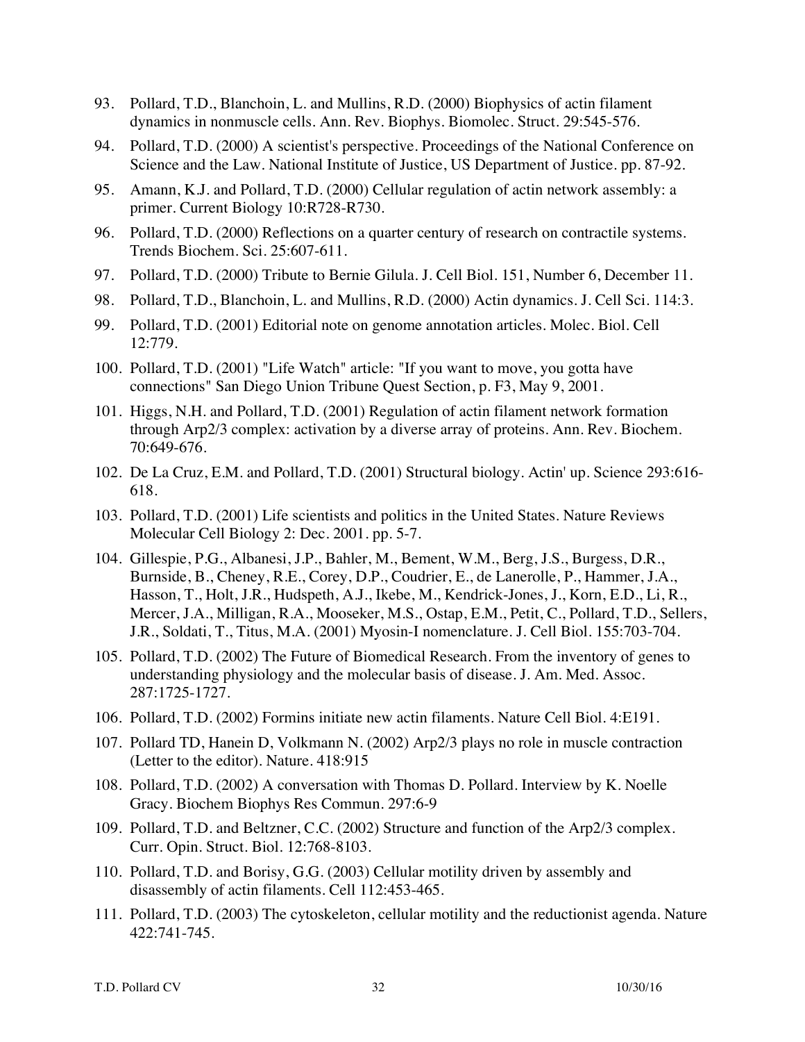93. Pollard, T.D., Blanchoin, L. and Mullins, R.D. (2000) Biophysics of actin filament dynamics in nonmuscle cells. Ann. Rev. Biophys. Biomolec. Struct. 29:545-576.

94. Pollard, T.D. (2000) A scientist's perspective. Proceedings of the National Conference on Science and the Law. National Institute of Justice, US Department of Justice. pp. 87-92.

95. Amann, K.J. and Pollard, T.D. (2000) Cellular regulation of actin network assembly: a primer. Current Biology 10:R728-R730.

96. Pollard, T.D. (2000) Reflections on a quarter century of research on contractile systems. Trends Biochem. Sci. 25:607-611.

97. Pollard, T.D. (2000) Tribute to Bernie Gilula. J. Cell Biol. 151, Number 6, December 11.

98. Pollard, T.D., Blanchoin, L. and Mullins, R.D. (2000) Actin dynamics. J. Cell Sci. 114:3.

99. Pollard, T.D. (2001) Editorial note on genome annotation articles. Molec. Biol. Cell 12:779.

100. Pollard, T.D. (2001) "Life Watch" article: "If you want to move, you gotta have connections" San Diego Union Tribune Quest Section, p. F3, May 9, 2001.

101. Higgs, N.H. and Pollard, T.D. (2001) Regulation of actin filament network formation through Arp2/3 complex: activation by a diverse array of proteins. Ann. Rev. Biochem. 70:649-676.

102. De La Cruz, E.M. and Pollard, T.D. (2001) Structural biology. Actin' up. Science 293:616-618.

103. Pollard, T.D. (2001) Life scientists and politics in the United States. Nature Reviews Molecular Cell Biology 2: Dec. 2001. pp. 5-7.

104. Gillespie, P.G., Albanesi, J.P., Bahler, M., Bement, W.M., Berg, J.S., Burgess, D.R., Burnside, B., Cheney, R.E., Corey, D.P., Coudrier, E., de Lanerolle, P., Hammer, J.A., Hasson, T., Holt, J.R., Hudspeth, A.J., Ikebe, M., Kendrick-Jones, J., Korn, E.D., Li, R., Mercer, J.A., Milligan, R.A., Mooseker, M.S., Ostap, E.M., Petit, C., Pollard, T.D., Sellers, J.R., Soldati, T., Titus, M.A. (2001) Myosin-I nomenclature. J. Cell Biol. 155:703-704.

105. Pollard, T.D. (2002) The Future of Biomedical Research. From the inventory of genes to understanding physiology and the molecular basis of disease. J. Am. Med. Assoc. 287:1725-1727.

106. Pollard, T.D. (2002) Formins initiate new actin filaments. Nature Cell Biol. 4:E191.

107. Pollard TD, Hanein D, Volkmann N. (2002) Arp2/3 plays no role in muscle contraction (Letter to the editor). Nature. 418:915

108. Pollard, T.D. (2002) A conversation with Thomas D. Pollard. Interview by K. Noelle Gracy. Biochem Biophys Res Commun. 297:6-9

109. Pollard, T.D. and Beltzner, C.C. (2002) Structure and function of the Arp2/3 complex. Curr. Opin. Struct. Biol. 12:768-8103.

110. Pollard, T.D. and Borisy, G.G. (2003) Cellular motility driven by assembly and disassembly of actin filaments. Cell 112:453-465.

111. Pollard, T.D. (2003) The cytoskeleton, cellular motility and the reductionist agenda. Nature 422:741-745.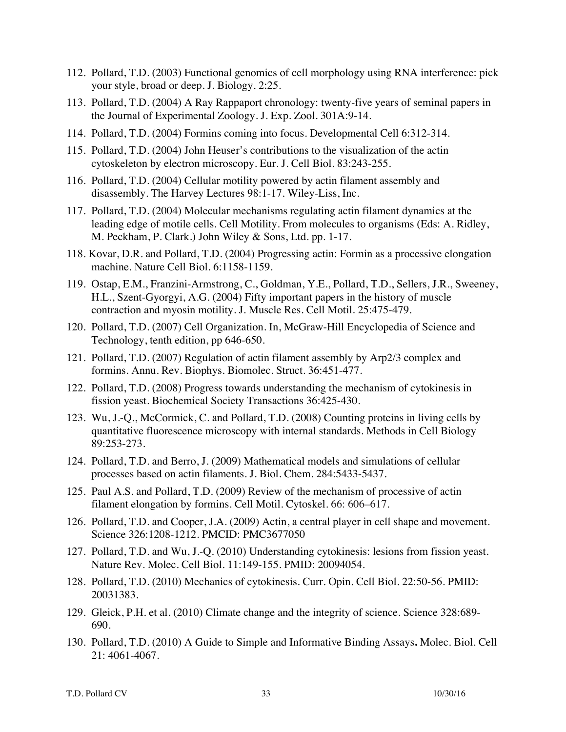112. Pollard, T.D. (2003) Functional genomics of cell morphology using RNA interference: pick your style, broad or deep. J. Biology. 2:25.

113. Pollard, T.D. (2004) A Ray Rappaport chronology: twenty-five years of seminal papers in the Journal of Experimental Zoology. J. Exp. Zool. 301A:9-14.

114. Pollard, T.D. (2004) Formins coming into focus. Developmental Cell 6:312-314.

115. Pollard, T.D. (2004) John Heuser's contributions to the visualization of the actin cytoskeleton by electron microscopy. Eur. J. Cell Biol. 83:243-255.

116. Pollard, T.D. (2004) Cellular motility powered by actin filament assembly and disassembly. The Harvey Lectures 98:1-17. Wiley-Liss, Inc.

117. Pollard, T.D. (2004) Molecular mechanisms regulating actin filament dynamics at the leading edge of motile cells. Cell Motility. From molecules to organisms (Eds: A. Ridley, M. Peckham, P. Clark.) John Wiley & Sons, Ltd. pp. 1-17.

118. Kovar, D.R. and Pollard, T.D. (2004) Progressing actin: Formin as a processive elongation machine. Nature Cell Biol. 6:1158-1159.

119. Ostap, E.M., Franzini-Armstrong, C., Goldman, Y.E., Pollard, T.D., Sellers, J.R., Sweeney, H.L., Szent-Gyorgyi, A.G. (2004) Fifty important papers in the history of muscle contraction and myosin motility. J. Muscle Res. Cell Motil. 25:475-479.

120. Pollard, T.D. (2007) Cell Organization. In, McGraw-Hill Encyclopedia of Science and Technology, tenth edition, pp 646-650.

121. Pollard, T.D. (2007) Regulation of actin filament assembly by Arp2/3 complex and formins. Annu. Rev. Biophys. Biomolec. Struct. 36:451-477.

122. Pollard, T.D. (2008) Progress towards understanding the mechanism of cytokinesis in fission yeast. Biochemical Society Transactions 36:425-430.

123. Wu, J.-Q., McCormick, C. and Pollard, T.D. (2008) Counting proteins in living cells by quantitative fluorescence microscopy with internal standards. Methods in Cell Biology 89:253-273.

124. Pollard, T.D. and Berro, J. (2009) Mathematical models and simulations of cellular processes based on actin filaments. J. Biol. Chem. 284:5433-5437.

125. Paul A.S. and Pollard, T.D. (2009) Review of the mechanism of processive of actin filament elongation by formins. Cell Motil. Cytoskel. 66: 606–617.

126. Pollard, T.D. and Cooper, J.A. (2009) Actin, a central player in cell shape and movement. Science 326:1208-1212. PMCID: PMC3677050

127. Pollard, T.D. and Wu, J.-Q. (2010) Understanding cytokinesis: lesions from fission yeast. Nature Rev. Molec. Cell Biol. 11:149-155. PMID: 20094054.

128. Pollard, T.D. (2010) Mechanics of cytokinesis. Curr. Opin. Cell Biol. 22:50-56. PMID: 20031383.

129. Gleick, P.H. et al. (2010) Climate change and the integrity of science. Science 328:689-690.

130. Pollard, T.D. (2010) A Guide to Simple and Informative Binding Assays**.** Molec. Biol. Cell 21: 4061-4067.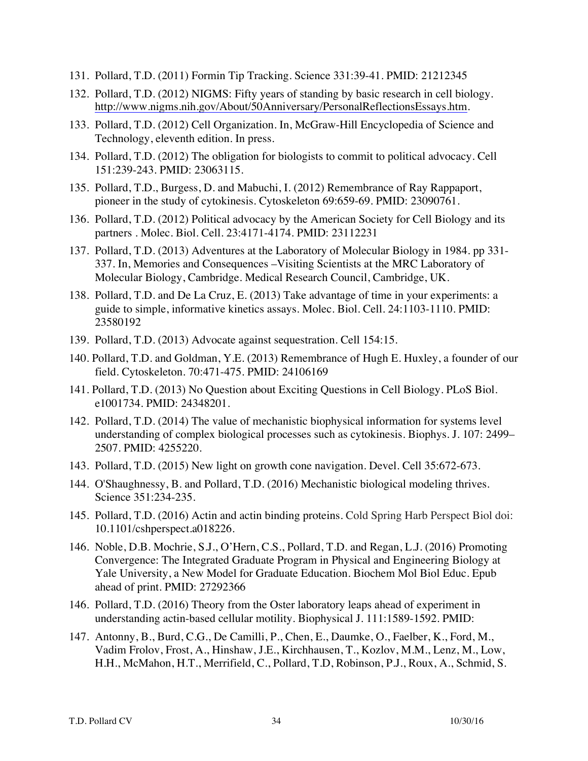131. Pollard, T.D. (2011) Formin Tip Tracking. Science 331:39-41. PMID: 21212345

132. Pollard, T.D. (2012) NIGMS: Fifty years of standing by basic research in cell biology. http://www.nigms.nih.gov/About/50Anniversary/PersonalReflectionsEssays.htm.

133. Pollard, T.D. (2012) Cell Organization. In, McGraw-Hill Encyclopedia of Science and Technology, eleventh edition. In press.

134. Pollard, T.D. (2012) The obligation for biologists to commit to political advocacy. Cell 151:239-243. PMID: 23063115.

135. Pollard, T.D., Burgess, D. and Mabuchi, I. (2012) Remembrance of Ray Rappaport, pioneer in the study of cytokinesis. Cytoskeleton 69:659-69. PMID: 23090761.

136. Pollard, T.D. (2012) Political advocacy by the American Society for Cell Biology and its partners . Molec. Biol. Cell. 23:4171-4174. PMID: 23112231

137. Pollard, T.D. (2013) Adventures at the Laboratory of Molecular Biology in 1984. pp 331-337. In, Memories and Consequences –Visiting Scientists at the MRC Laboratory of Molecular Biology, Cambridge. Medical Research Council, Cambridge, UK.

138. Pollard, T.D. and De La Cruz, E. (2013) Take advantage of time in your experiments: a guide to simple, informative kinetics assays. Molec. Biol. Cell. 24:1103-1110. PMID: 23580192

139. Pollard, T.D. (2013) Advocate against sequestration. Cell 154:15.

140. Pollard, T.D. and Goldman, Y.E. (2013) Remembrance of Hugh E. Huxley, a founder of our field. Cytoskeleton. 70:471-475. PMID: 24106169

141. Pollard, T.D. (2013) No Question about Exciting Questions in Cell Biology. PLoS Biol. e1001734. PMID: 24348201.

142. Pollard, T.D. (2014) The value of mechanistic biophysical information for systems level understanding of complex biological processes such as cytokinesis. Biophys. J. 107: 2499–2507. PMID: 4255220.

143. Pollard, T.D. (2015) New light on growth cone navigation. Devel. Cell 35:672-673.

144. O'Shaughnessy, B. and Pollard, T.D. (2016) Mechanistic biological modeling thrives. Science 351:234-235.

145. Pollard, T.D. (2016) Actin and actin binding proteins. Cold Spring Harb Perspect Biol doi: 10.1101/cshperspect.a018226.

146. Noble, D.B. Mochrie, S.J., O'Hern, C.S., Pollard, T.D. and Regan, L.J. (2016) Promoting Convergence: The Integrated Graduate Program in Physical and Engineering Biology at Yale University, a New Model for Graduate Education. Biochem Mol Biol Educ. Epub ahead of print. PMID: 27292366

146. Pollard, T.D. (2016) Theory from the Oster laboratory leaps ahead of experiment in understanding actin-based cellular motility. Biophysical J. 111:1589-1592. PMID:

147. Antonny, B., Burd, C.G., De Camilli, P., Chen, E., Daumke, O., Faelber, K., Ford, M., Vadim Frolov, Frost, A., Hinshaw, J.E., Kirchhausen, T., Kozlov, M.M., Lenz, M., Low, H.H., McMahon, H.T., Merrifield, C., Pollard, T.D, Robinson, P.J., Roux, A., Schmid, S.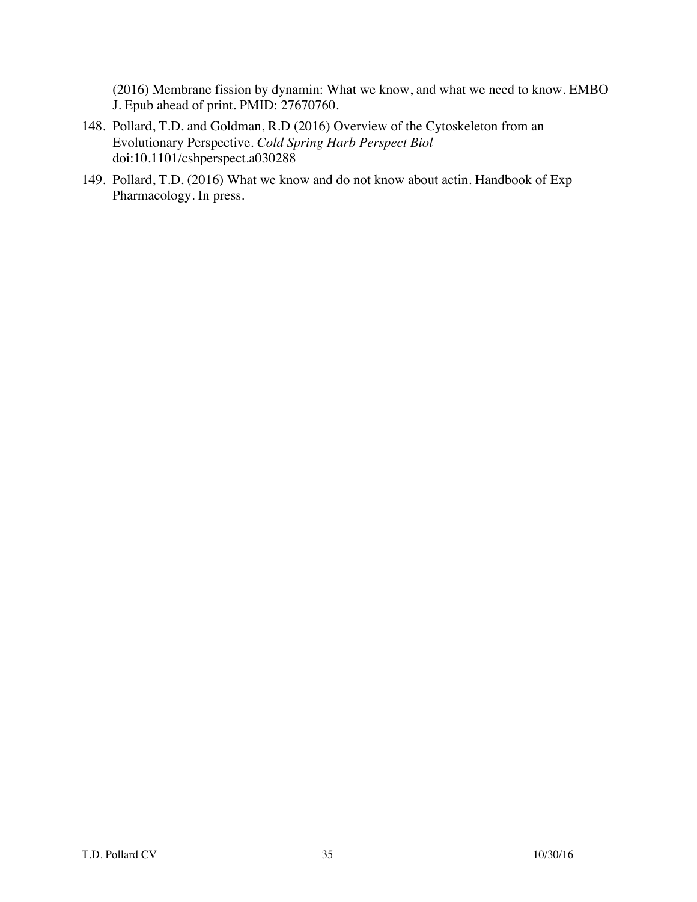(2016) Membrane fission by dynamin: What we know, and what we need to know. EMBO J. Epub ahead of print. PMID: 27670760.

148. Pollard, T.D. and Goldman, R.D (2016) Overview of the Cytoskeleton from an Evolutionary Perspective. *Cold Spring Harb Perspect Biol* doi:10.1101/cshperspect.a030288

149. Pollard, T.D. (2016) What we know and do not know about actin. Handbook of Exp Pharmacology. In press.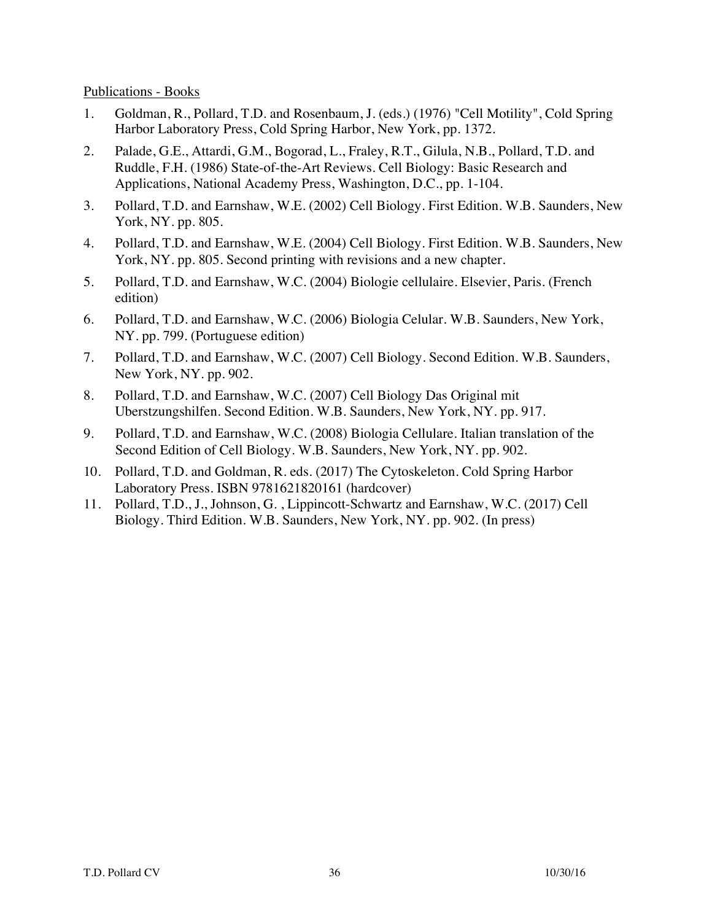Publications - Books

1. Goldman, R., Pollard, T.D. and Rosenbaum, J. (eds.) (1976) "Cell Motility", Cold Spring Harbor Laboratory Press, Cold Spring Harbor, New York, pp. 1372.
2. Palade, G.E., Attardi, G.M., Bogorad, L., Fraley, R.T., Gilula, N.B., Pollard, T.D. and Ruddle, F.H. (1986) State-of-the-Art Reviews. Cell Biology: Basic Research and Applications, National Academy Press, Washington, D.C., pp. 1-104.
3. Pollard, T.D. and Earnshaw, W.E. (2002) Cell Biology. First Edition. W.B. Saunders, New York, NY. pp. 805.
4. Pollard, T.D. and Earnshaw, W.E. (2004) Cell Biology. First Edition. W.B. Saunders, New York, NY. pp. 805. Second printing with revisions and a new chapter.
5. Pollard, T.D. and Earnshaw, W.C. (2004) Biologie cellulaire. Elsevier, Paris. (French edition)
6. Pollard, T.D. and Earnshaw, W.C. (2006) Biologia Celular. W.B. Saunders, New York, NY. pp. 799. (Portuguese edition)
7. Pollard, T.D. and Earnshaw, W.C. (2007) Cell Biology. Second Edition. W.B. Saunders, New York, NY. pp. 902.
8. Pollard, T.D. and Earnshaw, W.C. (2007) Cell Biology Das Original mit Uberstzungshilfen. Second Edition. W.B. Saunders, New York, NY. pp. 917.
9. Pollard, T.D. and Earnshaw, W.C. (2008) Biologia Cellulare. Italian translation of the Second Edition of Cell Biology. W.B. Saunders, New York, NY. pp. 902.
10. Pollard, T.D. and Goldman, R. eds. (2017) The Cytoskeleton. Cold Spring Harbor Laboratory Press. ISBN 9781621820161 (hardcover)
11. Pollard, T.D., J., Johnson, G. , Lippincott-Schwartz and Earnshaw, W.C. (2017) Cell Biology. Third Edition. W.B. Saunders, New York, NY. pp. 902. (In press)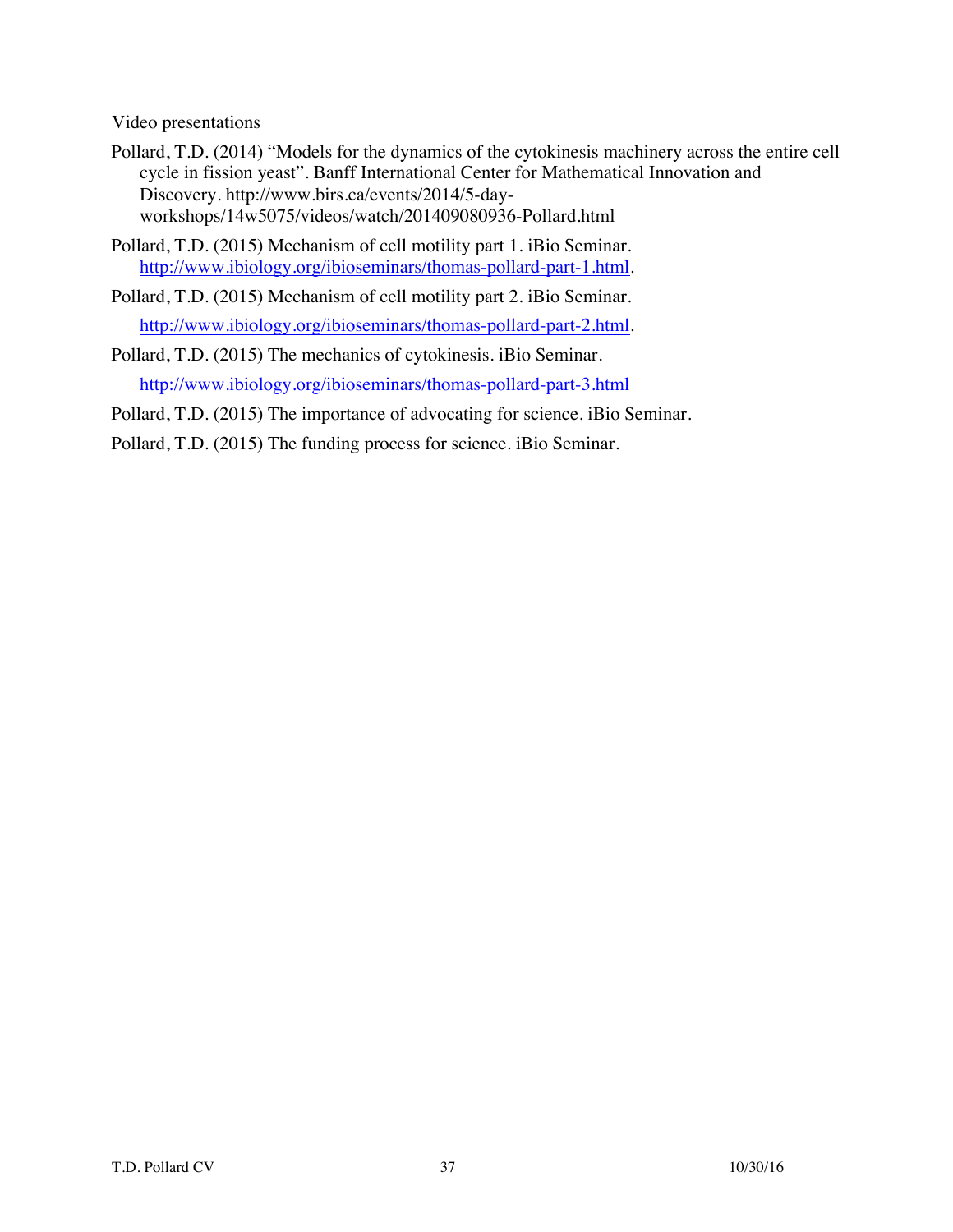Video presentations

Pollard, T.D. (2014) "Models for the dynamics of the cytokinesis machinery across the entire cell cycle in fission yeast". Banff International Center for Mathematical Innovation and Discovery. http://www.birs.ca/events/2014/5-day-workshops/14w5075/videos/watch/201409080936-Pollard.html

Pollard, T.D. (2015) Mechanism of cell motility part 1. iBio Seminar. http://www.ibiology.org/ibioseminars/thomas-pollard-part-1.html.

Pollard, T.D. (2015) Mechanism of cell motility part 2. iBio Seminar. http://www.ibiology.org/ibioseminars/thomas-pollard-part-2.html.

Pollard, T.D. (2015) The mechanics of cytokinesis. iBio Seminar. http://www.ibiology.org/ibioseminars/thomas-pollard-part-3.html

Pollard, T.D. (2015) The importance of advocating for science. iBio Seminar.

Pollard, T.D. (2015) The funding process for science. iBio Seminar.